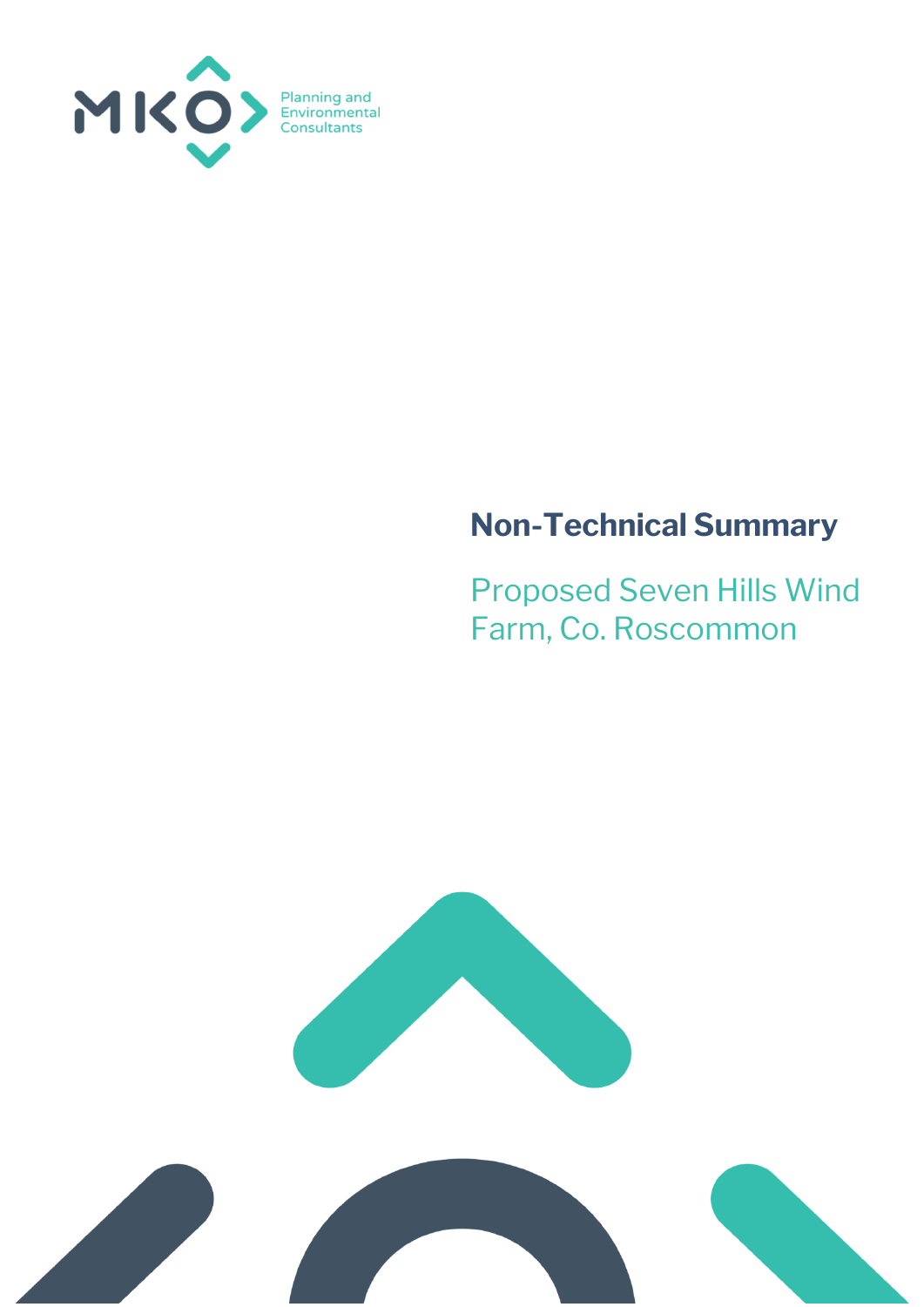MKO Planning and Environmental Consultants

# Non-Technical Summary

## Proposed Seven Hills Wind Farm, Co. Roscommon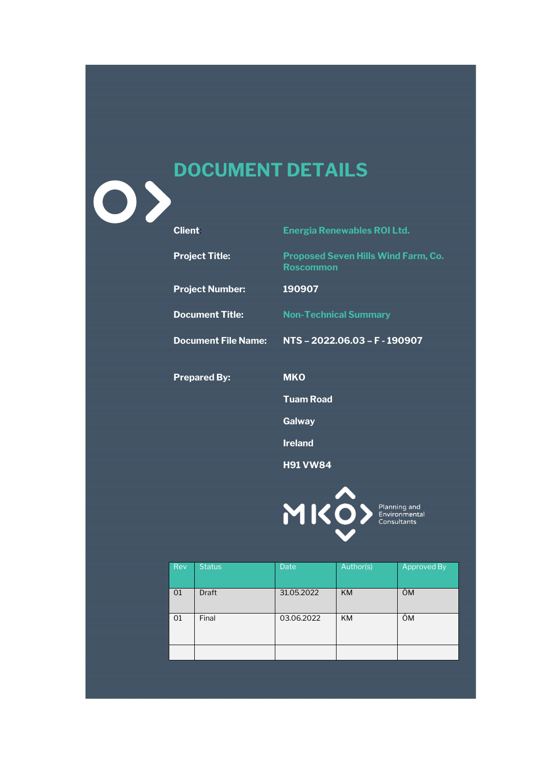# DOCUMENT DETAILS

**Client:** Energia Renewables ROI Ltd.

**Project Title:** Proposed Seven Hills Wind Farm, Co. Roscommon

**Project Number:** 190907

**Document Title:** Non-Technical Summary

**Document File Name:** NTS – 2022.06.03 – F - 190907

**Prepared By:** MKO

Tuam Road

Galway

Ireland

H91 VW84

MKO Planning and Environmental Consultants

| Rev | Status | Date | Author(s) | Approved By |
|---|---|---|---|---|
| 01 | Draft | 31.05.2022 | KM | ÓM |
| 01 | Final | 03.06.2022 | KM | ÓM |
| | | | | |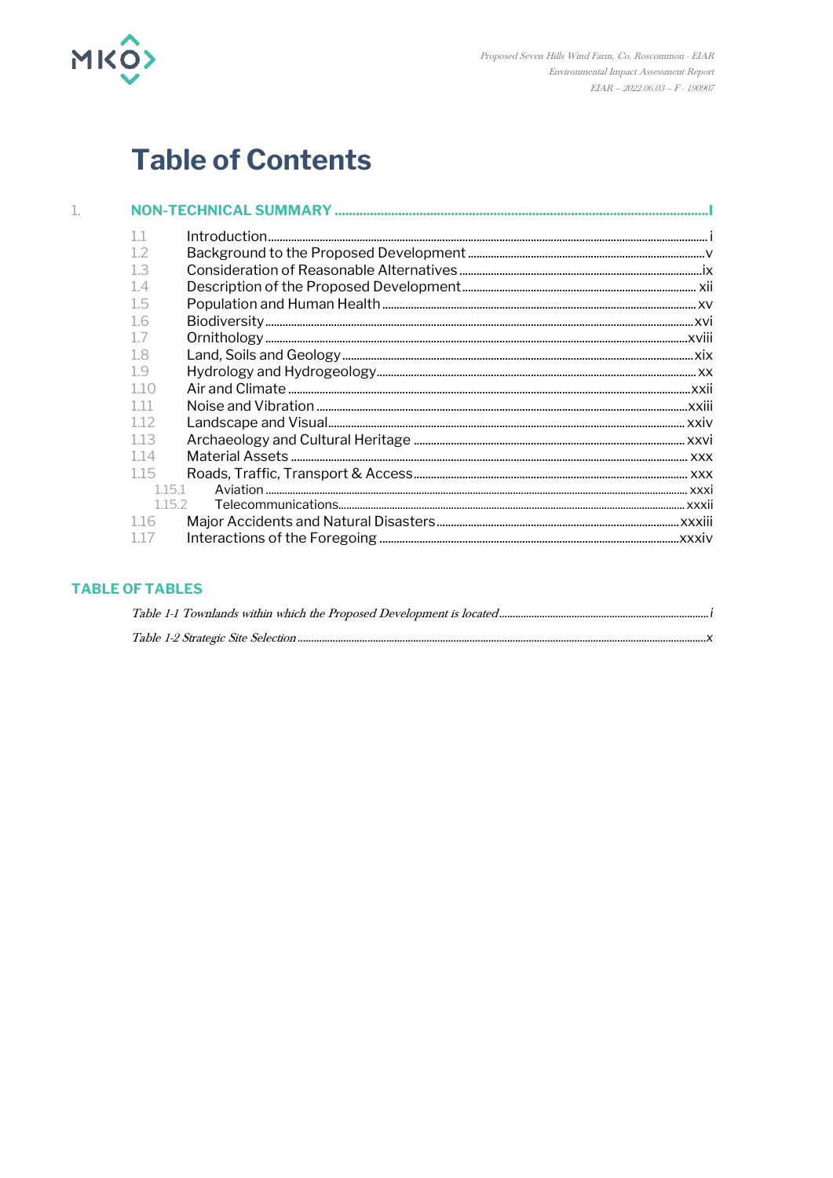# Table of Contents

1. **NON-TECHNICAL SUMMARY** ........ I

   1.1 Introduction ........ i
   1.2 Background to the Proposed Development ........ v
   1.3 Consideration of Reasonable Alternatives ........ ix
   1.4 Description of the Proposed Development ........ xii
   1.5 Population and Human Health ........ xv
   1.6 Biodiversity ........ xvi
   1.7 Ornithology ........ xviii
   1.8 Land, Soils and Geology ........ xix
   1.9 Hydrology and Hydrogeology ........ xx
   1.10 Air and Climate ........ xxii
   1.11 Noise and Vibration ........ xxiii
   1.12 Landscape and Visual ........ xxiv
   1.13 Archaeology and Cultural Heritage ........ xxvi
   1.14 Material Assets ........ xxx
   1.15 Roads, Traffic, Transport & Access ........ xxx
      1.15.1 Aviation ........ xxxi
      1.15.2 Telecommunications ........ xxxii
   1.16 Major Accidents and Natural Disasters ........ xxxiii
   1.17 Interactions of the Foregoing ........ xxxiv

## TABLE OF TABLES

*Table 1-1 Townlands within which the Proposed Development is located* ........ *i*

*Table 1-2 Strategic Site Selection* ........ *x*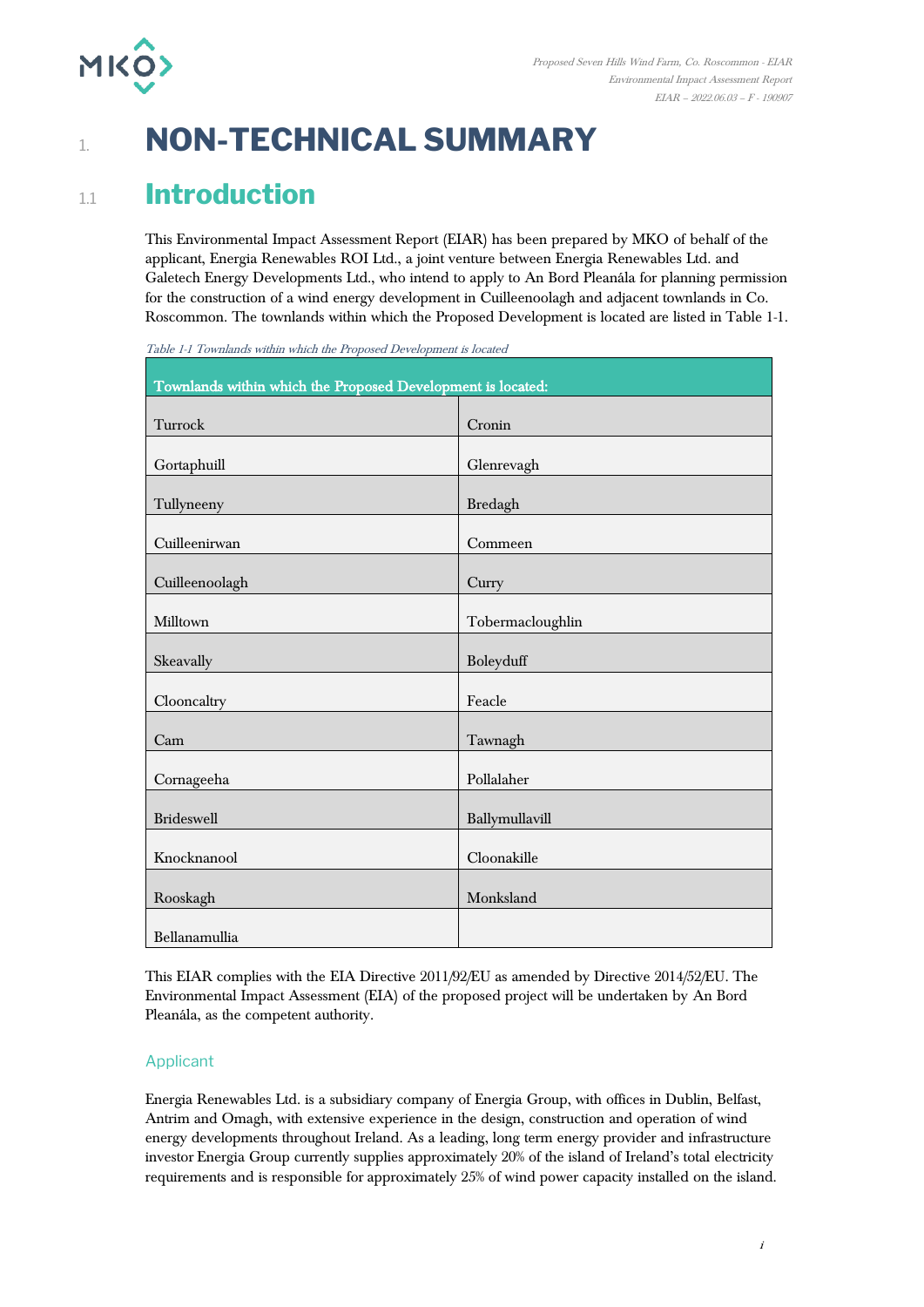# 1. NON-TECHNICAL SUMMARY

## 1.1 Introduction

This Environmental Impact Assessment Report (EIAR) has been prepared by MKO of behalf of the applicant, Energia Renewables ROI Ltd., a joint venture between Energia Renewables Ltd. and Galetech Energy Developments Ltd., who intend to apply to An Bord Pleanála for planning permission for the construction of a wind energy development in Cuilleenoolagh and adjacent townlands in Co. Roscommon. The townlands within which the Proposed Development is located are listed in Table 1-1.

*Table 1-1 Townlands within which the Proposed Development is located*

| Townlands within which the Proposed Development is located: | |
|---|---|
| Turrock | Cronin |
| Gortaphuill | Glenrevagh |
| Tullyneeny | Bredagh |
| Cuilleenirwan | Commeen |
| Cuilleenoolagh | Curry |
| Milltown | Tobermacloughlin |
| Skeavally | Boleyduff |
| Clooncaltry | Feacle |
| Cam | Tawnagh |
| Cornageeha | Pollalaher |
| Brideswell | Ballymullavill |
| Knocknanool | Cloonakille |
| Rooskagh | Monksland |
| Bellanamullia | |

This EIAR complies with the EIA Directive 2011/92/EU as amended by Directive 2014/52/EU. The Environmental Impact Assessment (EIA) of the proposed project will be undertaken by An Bord Pleanála, as the competent authority.

### Applicant

Energia Renewables Ltd. is a subsidiary company of Energia Group, with offices in Dublin, Belfast, Antrim and Omagh, with extensive experience in the design, construction and operation of wind energy developments throughout Ireland. As a leading, long term energy provider and infrastructure investor Energia Group currently supplies approximately 20% of the island of Ireland's total electricity requirements and is responsible for approximately 25% of wind power capacity installed on the island.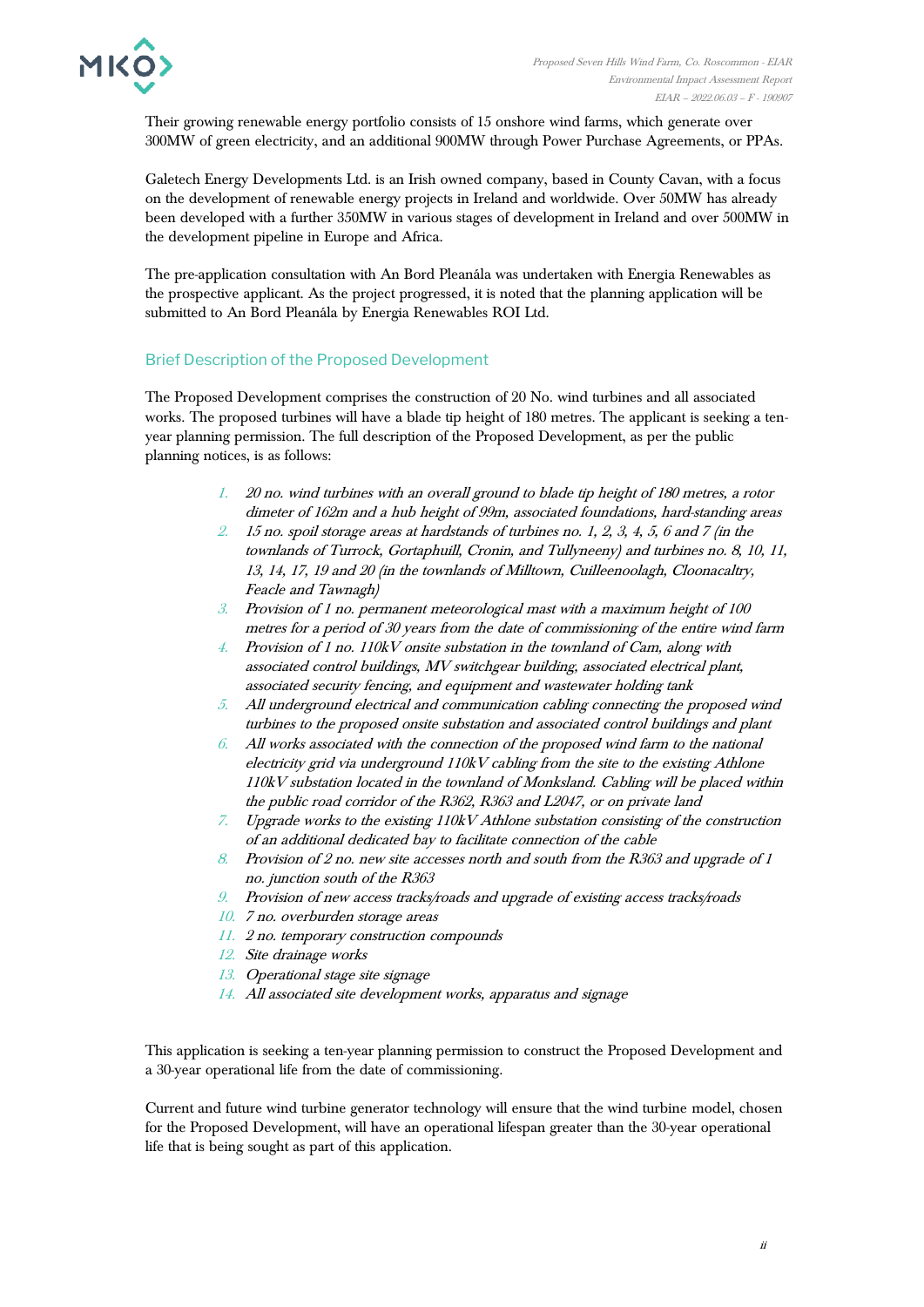Their growing renewable energy portfolio consists of 15 onshore wind farms, which generate over 300MW of green electricity, and an additional 900MW through Power Purchase Agreements, or PPAs.

Galetech Energy Developments Ltd. is an Irish owned company, based in County Cavan, with a focus on the development of renewable energy projects in Ireland and worldwide. Over 50MW has already been developed with a further 350MW in various stages of development in Ireland and over 500MW in the development pipeline in Europe and Africa.

The pre-application consultation with An Bord Pleanála was undertaken with Energia Renewables as the prospective applicant. As the project progressed, it is noted that the planning application will be submitted to An Bord Pleanála by Energia Renewables ROI Ltd.

## Brief Description of the Proposed Development

The Proposed Development comprises the construction of 20 No. wind turbines and all associated works. The proposed turbines will have a blade tip height of 180 metres. The applicant is seeking a ten-year planning permission. The full description of the Proposed Development, as per the public planning notices, is as follows:

1. *20 no. wind turbines with an overall ground to blade tip height of 180 metres, a rotor dimeter of 162m and a hub height of 99m, associated foundations, hard-standing areas*
2. *15 no. spoil storage areas at hardstands of turbines no. 1, 2, 3, 4, 5, 6 and 7 (in the townlands of Turrock, Gortaphuill, Cronin, and Tullyneeny) and turbines no. 8, 10, 11, 13, 14, 17, 19 and 20 (in the townlands of Milltown, Cuilleenoolagh, Cloonacaltry, Feacle and Tawnagh)*
3. *Provision of 1 no. permanent meteorological mast with a maximum height of 100 metres for a period of 30 years from the date of commissioning of the entire wind farm*
4. *Provision of 1 no. 110kV onsite substation in the townland of Cam, along with associated control buildings, MV switchgear building, associated electrical plant, associated security fencing, and equipment and wastewater holding tank*
5. *All underground electrical and communication cabling connecting the proposed wind turbines to the proposed onsite substation and associated control buildings and plant*
6. *All works associated with the connection of the proposed wind farm to the national electricity grid via underground 110kV cabling from the site to the existing Athlone 110kV substation located in the townland of Monksland. Cabling will be placed within the public road corridor of the R362, R363 and L2047, or on private land*
7. *Upgrade works to the existing 110kV Athlone substation consisting of the construction of an additional dedicated bay to facilitate connection of the cable*
8. *Provision of 2 no. new site accesses north and south from the R363 and upgrade of 1 no. junction south of the R363*
9. *Provision of new access tracks/roads and upgrade of existing access tracks/roads*
10. *7 no. overburden storage areas*
11. *2 no. temporary construction compounds*
12. *Site drainage works*
13. *Operational stage site signage*
14. *All associated site development works, apparatus and signage*

This application is seeking a ten-year planning permission to construct the Proposed Development and a 30-year operational life from the date of commissioning.

Current and future wind turbine generator technology will ensure that the wind turbine model, chosen for the Proposed Development, will have an operational lifespan greater than the 30-year operational life that is being sought as part of this application.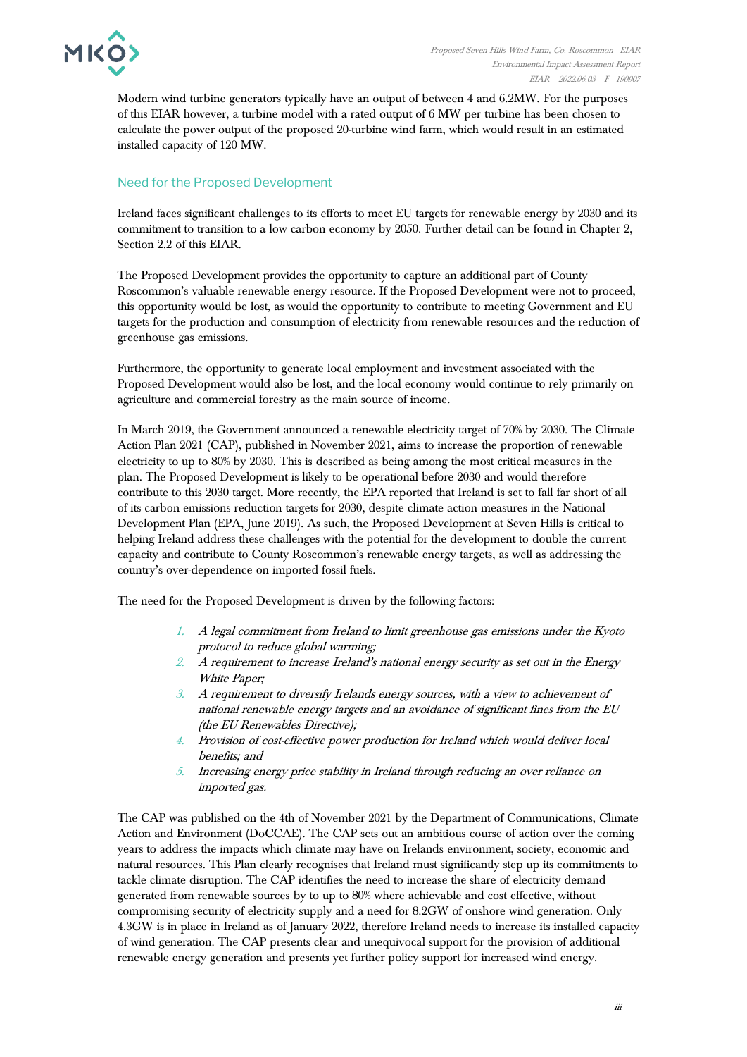Modern wind turbine generators typically have an output of between 4 and 6.2MW. For the purposes of this EIAR however, a turbine model with a rated output of 6 MW per turbine has been chosen to calculate the power output of the proposed 20-turbine wind farm, which would result in an estimated installed capacity of 120 MW.

## Need for the Proposed Development

Ireland faces significant challenges to its efforts to meet EU targets for renewable energy by 2030 and its commitment to transition to a low carbon economy by 2050. Further detail can be found in Chapter 2, Section 2.2 of this EIAR.

The Proposed Development provides the opportunity to capture an additional part of County Roscommon's valuable renewable energy resource. If the Proposed Development were not to proceed, this opportunity would be lost, as would the opportunity to contribute to meeting Government and EU targets for the production and consumption of electricity from renewable resources and the reduction of greenhouse gas emissions.

Furthermore, the opportunity to generate local employment and investment associated with the Proposed Development would also be lost, and the local economy would continue to rely primarily on agriculture and commercial forestry as the main source of income.

In March 2019, the Government announced a renewable electricity target of 70% by 2030. The Climate Action Plan 2021 (CAP), published in November 2021, aims to increase the proportion of renewable electricity to up to 80% by 2030. This is described as being among the most critical measures in the plan. The Proposed Development is likely to be operational before 2030 and would therefore contribute to this 2030 target. More recently, the EPA reported that Ireland is set to fall far short of all of its carbon emissions reduction targets for 2030, despite climate action measures in the National Development Plan (EPA, June 2019). As such, the Proposed Development at Seven Hills is critical to helping Ireland address these challenges with the potential for the development to double the current capacity and contribute to County Roscommon's renewable energy targets, as well as addressing the country's over-dependence on imported fossil fuels.

The need for the Proposed Development is driven by the following factors:

1. *A legal commitment from Ireland to limit greenhouse gas emissions under the Kyoto protocol to reduce global warming;*
2. *A requirement to increase Ireland's national energy security as set out in the Energy White Paper;*
3. *A requirement to diversify Irelands energy sources, with a view to achievement of national renewable energy targets and an avoidance of significant fines from the EU (the EU Renewables Directive);*
4. *Provision of cost-effective power production for Ireland which would deliver local benefits; and*
5. *Increasing energy price stability in Ireland through reducing an over reliance on imported gas.*

The CAP was published on the 4th of November 2021 by the Department of Communications, Climate Action and Environment (DoCCAE). The CAP sets out an ambitious course of action over the coming years to address the impacts which climate may have on Irelands environment, society, economic and natural resources. This Plan clearly recognises that Ireland must significantly step up its commitments to tackle climate disruption. The CAP identifies the need to increase the share of electricity demand generated from renewable sources by to up to 80% where achievable and cost effective, without compromising security of electricity supply and a need for 8.2GW of onshore wind generation. Only 4.3GW is in place in Ireland as of January 2022, therefore Ireland needs to increase its installed capacity of wind generation. The CAP presents clear and unequivocal support for the provision of additional renewable energy generation and presents yet further policy support for increased wind energy.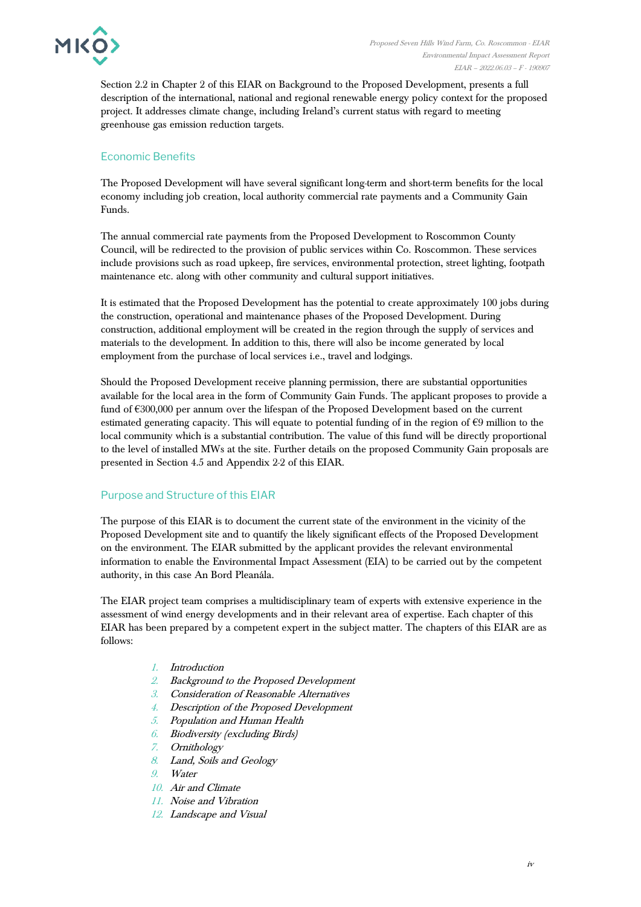Section 2.2 in Chapter 2 of this EIAR on Background to the Proposed Development, presents a full description of the international, national and regional renewable energy policy context for the proposed project. It addresses climate change, including Ireland's current status with regard to meeting greenhouse gas emission reduction targets.

## Economic Benefits

The Proposed Development will have several significant long-term and short-term benefits for the local economy including job creation, local authority commercial rate payments and a Community Gain Funds.

The annual commercial rate payments from the Proposed Development to Roscommon County Council, will be redirected to the provision of public services within Co. Roscommon. These services include provisions such as road upkeep, fire services, environmental protection, street lighting, footpath maintenance etc. along with other community and cultural support initiatives.

It is estimated that the Proposed Development has the potential to create approximately 100 jobs during the construction, operational and maintenance phases of the Proposed Development. During construction, additional employment will be created in the region through the supply of services and materials to the development. In addition to this, there will also be income generated by local employment from the purchase of local services i.e., travel and lodgings.

Should the Proposed Development receive planning permission, there are substantial opportunities available for the local area in the form of Community Gain Funds. The applicant proposes to provide a fund of €300,000 per annum over the lifespan of the Proposed Development based on the current estimated generating capacity. This will equate to potential funding of in the region of €9 million to the local community which is a substantial contribution. The value of this fund will be directly proportional to the level of installed MWs at the site. Further details on the proposed Community Gain proposals are presented in Section 4.5 and Appendix 2-2 of this EIAR.

## Purpose and Structure of this EIAR

The purpose of this EIAR is to document the current state of the environment in the vicinity of the Proposed Development site and to quantify the likely significant effects of the Proposed Development on the environment. The EIAR submitted by the applicant provides the relevant environmental information to enable the Environmental Impact Assessment (EIA) to be carried out by the competent authority, in this case An Bord Pleanála.

The EIAR project team comprises a multidisciplinary team of experts with extensive experience in the assessment of wind energy developments and in their relevant area of expertise. Each chapter of this EIAR has been prepared by a competent expert in the subject matter. The chapters of this EIAR are as follows:

1. *Introduction*
2. *Background to the Proposed Development*
3. *Consideration of Reasonable Alternatives*
4. *Description of the Proposed Development*
5. *Population and Human Health*
6. *Biodiversity (excluding Birds)*
7. *Ornithology*
8. *Land, Soils and Geology*
9. *Water*
10. *Air and Climate*
11. *Noise and Vibration*
12. *Landscape and Visual*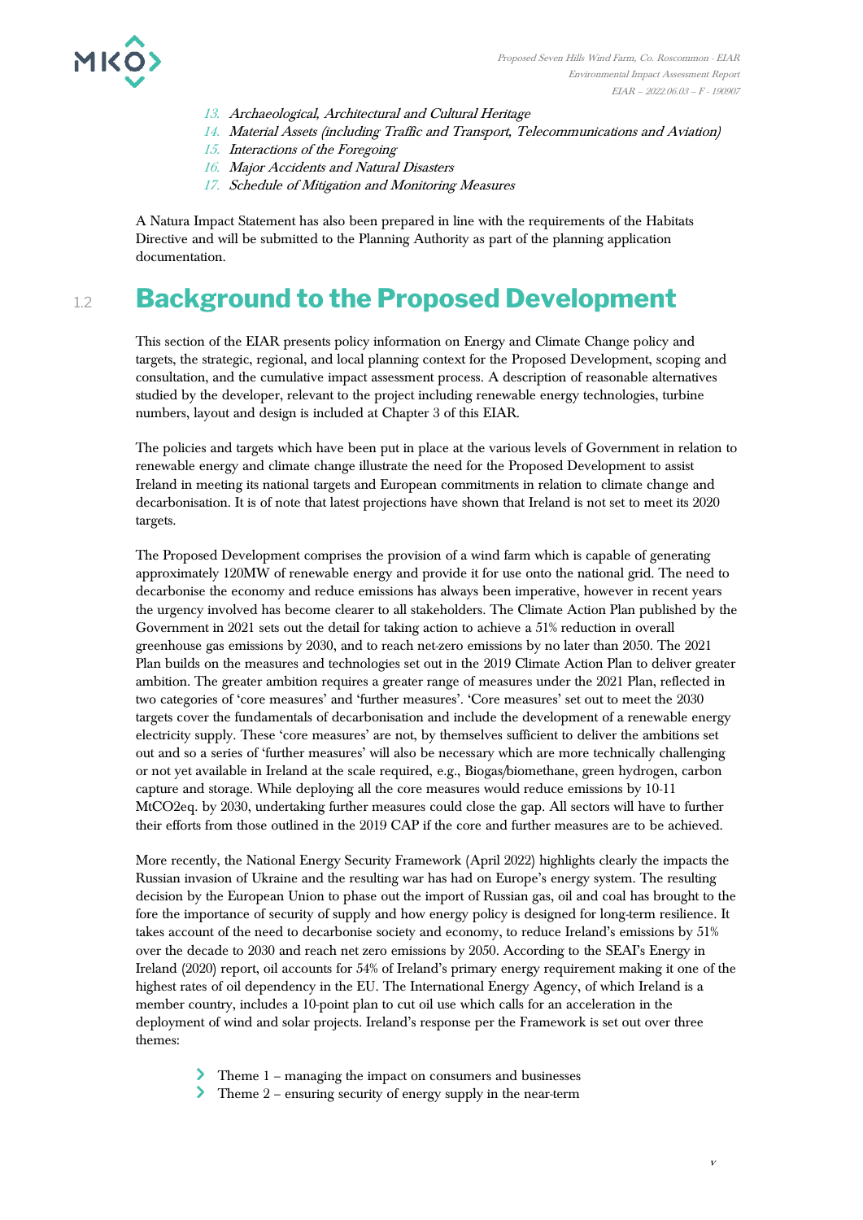13. *Archaeological, Architectural and Cultural Heritage*
14. *Material Assets (including Traffic and Transport, Telecommunications and Aviation)*
15. *Interactions of the Foregoing*
16. *Major Accidents and Natural Disasters*
17. *Schedule of Mitigation and Monitoring Measures*

A Natura Impact Statement has also been prepared in line with the requirements of the Habitats Directive and will be submitted to the Planning Authority as part of the planning application documentation.

## 1.2 Background to the Proposed Development

This section of the EIAR presents policy information on Energy and Climate Change policy and targets, the strategic, regional, and local planning context for the Proposed Development, scoping and consultation, and the cumulative impact assessment process. A description of reasonable alternatives studied by the developer, relevant to the project including renewable energy technologies, turbine numbers, layout and design is included at Chapter 3 of this EIAR.

The policies and targets which have been put in place at the various levels of Government in relation to renewable energy and climate change illustrate the need for the Proposed Development to assist Ireland in meeting its national targets and European commitments in relation to climate change and decarbonisation. It is of note that latest projections have shown that Ireland is not set to meet its 2020 targets.

The Proposed Development comprises the provision of a wind farm which is capable of generating approximately 120MW of renewable energy and provide it for use onto the national grid. The need to decarbonise the economy and reduce emissions has always been imperative, however in recent years the urgency involved has become clearer to all stakeholders. The Climate Action Plan published by the Government in 2021 sets out the detail for taking action to achieve a 51% reduction in overall greenhouse gas emissions by 2030, and to reach net-zero emissions by no later than 2050. The 2021 Plan builds on the measures and technologies set out in the 2019 Climate Action Plan to deliver greater ambition. The greater ambition requires a greater range of measures under the 2021 Plan, reflected in two categories of 'core measures' and 'further measures'. 'Core measures' set out to meet the 2030 targets cover the fundamentals of decarbonisation and include the development of a renewable energy electricity supply. These 'core measures' are not, by themselves sufficient to deliver the ambitions set out and so a series of 'further measures' will also be necessary which are more technically challenging or not yet available in Ireland at the scale required, e.g., Biogas/biomethane, green hydrogen, carbon capture and storage. While deploying all the core measures would reduce emissions by 10-11 MtCO2eq. by 2030, undertaking further measures could close the gap. All sectors will have to further their efforts from those outlined in the 2019 CAP if the core and further measures are to be achieved.

More recently, the National Energy Security Framework (April 2022) highlights clearly the impacts the Russian invasion of Ukraine and the resulting war has had on Europe's energy system. The resulting decision by the European Union to phase out the import of Russian gas, oil and coal has brought to the fore the importance of security of supply and how energy policy is designed for long-term resilience. It takes account of the need to decarbonise society and economy, to reduce Ireland's emissions by 51% over the decade to 2030 and reach net zero emissions by 2050. According to the SEAI's Energy in Ireland (2020) report, oil accounts for 54% of Ireland's primary energy requirement making it one of the highest rates of oil dependency in the EU. The International Energy Agency, of which Ireland is a member country, includes a 10-point plan to cut oil use which calls for an acceleration in the deployment of wind and solar projects. Ireland's response per the Framework is set out over three themes:

- Theme 1 – managing the impact on consumers and businesses
- Theme 2 – ensuring security of energy supply in the near-term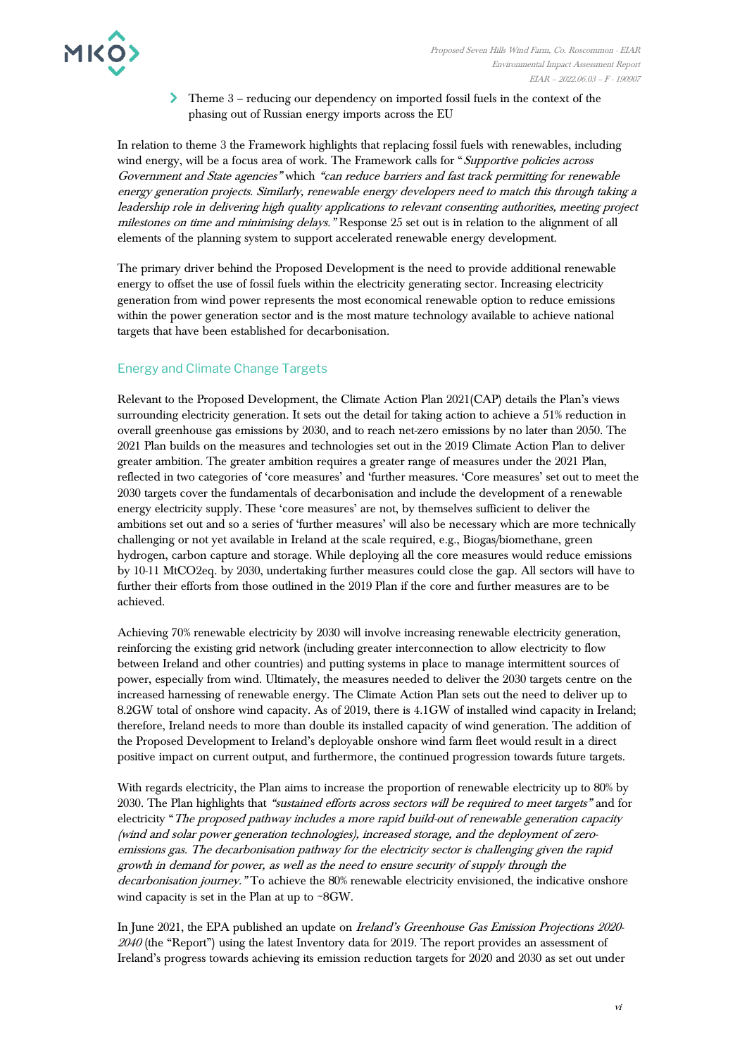- Theme 3 – reducing our dependency on imported fossil fuels in the context of the phasing out of Russian energy imports across the EU

In relation to theme 3 the Framework highlights that replacing fossil fuels with renewables, including wind energy, will be a focus area of work. The Framework calls for "*Supportive policies across Government and State agencies*" which *"can reduce barriers and fast track permitting for renewable energy generation projects. Similarly, renewable energy developers need to match this through taking a leadership role in delivering high quality applications to relevant consenting authorities, meeting project milestones on time and minimising delays."* Response 25 set out is in relation to the alignment of all elements of the planning system to support accelerated renewable energy development.

The primary driver behind the Proposed Development is the need to provide additional renewable energy to offset the use of fossil fuels within the electricity generating sector. Increasing electricity generation from wind power represents the most economical renewable option to reduce emissions within the power generation sector and is the most mature technology available to achieve national targets that have been established for decarbonisation.

## Energy and Climate Change Targets

Relevant to the Proposed Development, the Climate Action Plan 2021(CAP) details the Plan's views surrounding electricity generation. It sets out the detail for taking action to achieve a 51% reduction in overall greenhouse gas emissions by 2030, and to reach net-zero emissions by no later than 2050. The 2021 Plan builds on the measures and technologies set out in the 2019 Climate Action Plan to deliver greater ambition. The greater ambition requires a greater range of measures under the 2021 Plan, reflected in two categories of 'core measures' and 'further measures. 'Core measures' set out to meet the 2030 targets cover the fundamentals of decarbonisation and include the development of a renewable energy electricity supply. These 'core measures' are not, by themselves sufficient to deliver the ambitions set out and so a series of 'further measures' will also be necessary which are more technically challenging or not yet available in Ireland at the scale required, e.g., Biogas/biomethane, green hydrogen, carbon capture and storage. While deploying all the core measures would reduce emissions by 10-11 MtCO2eq. by 2030, undertaking further measures could close the gap. All sectors will have to further their efforts from those outlined in the 2019 Plan if the core and further measures are to be achieved.

Achieving 70% renewable electricity by 2030 will involve increasing renewable electricity generation, reinforcing the existing grid network (including greater interconnection to allow electricity to flow between Ireland and other countries) and putting systems in place to manage intermittent sources of power, especially from wind. Ultimately, the measures needed to deliver the 2030 targets centre on the increased harnessing of renewable energy. The Climate Action Plan sets out the need to deliver up to 8.2GW total of onshore wind capacity. As of 2019, there is 4.1GW of installed wind capacity in Ireland; therefore, Ireland needs to more than double its installed capacity of wind generation. The addition of the Proposed Development to Ireland's deployable onshore wind farm fleet would result in a direct positive impact on current output, and furthermore, the continued progression towards future targets.

With regards electricity, the Plan aims to increase the proportion of renewable electricity up to 80% by 2030. The Plan highlights that *"sustained efforts across sectors will be required to meet targets"* and for electricity "*The proposed pathway includes a more rapid build-out of renewable generation capacity (wind and solar power generation technologies), increased storage, and the deployment of zero-emissions gas. The decarbonisation pathway for the electricity sector is challenging given the rapid growth in demand for power, as well as the need to ensure security of supply through the decarbonisation journey."* To achieve the 80% renewable electricity envisioned, the indicative onshore wind capacity is set in the Plan at up to ~8GW.

In June 2021, the EPA published an update on *Ireland's Greenhouse Gas Emission Projections 2020-2040* (the "Report") using the latest Inventory data for 2019. The report provides an assessment of Ireland's progress towards achieving its emission reduction targets for 2020 and 2030 as set out under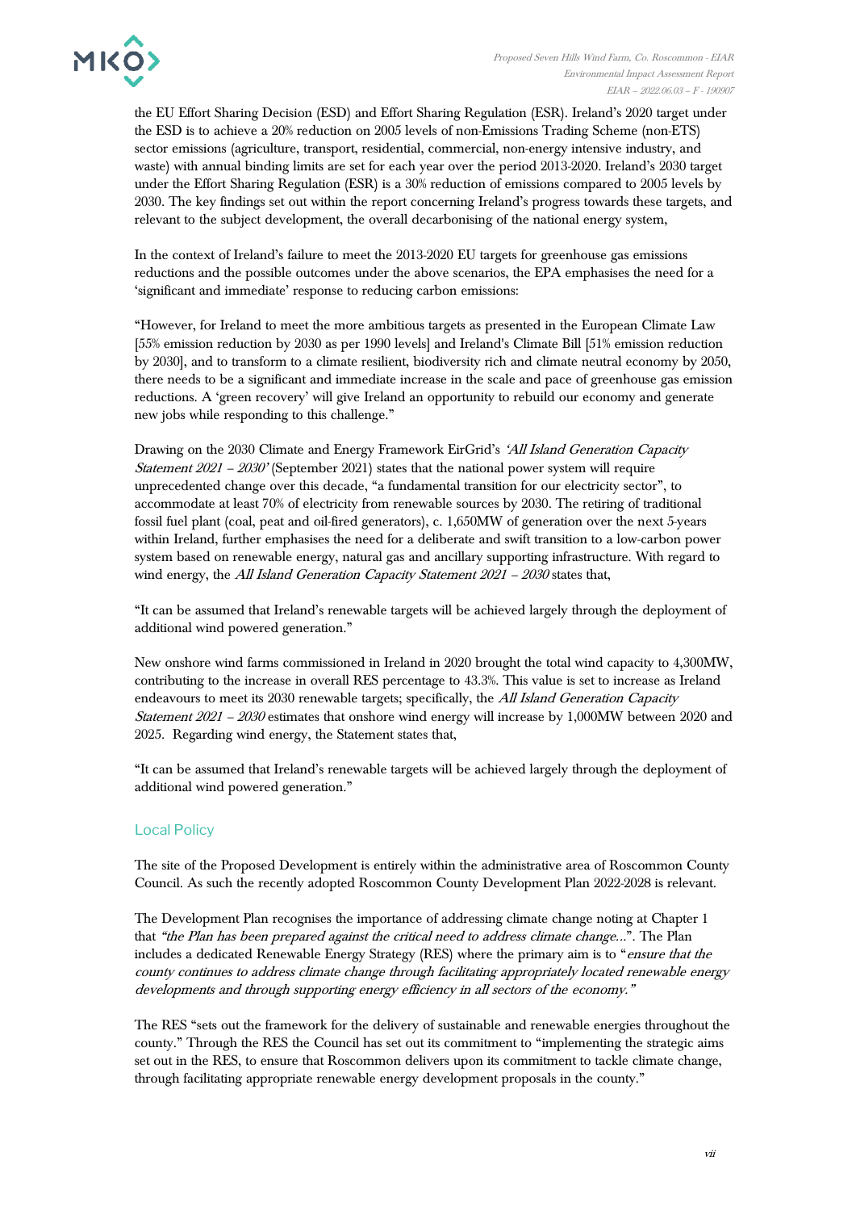the EU Effort Sharing Decision (ESD) and Effort Sharing Regulation (ESR). Ireland's 2020 target under the ESD is to achieve a 20% reduction on 2005 levels of non-Emissions Trading Scheme (non-ETS) sector emissions (agriculture, transport, residential, commercial, non-energy intensive industry, and waste) with annual binding limits are set for each year over the period 2013-2020. Ireland's 2030 target under the Effort Sharing Regulation (ESR) is a 30% reduction of emissions compared to 2005 levels by 2030. The key findings set out within the report concerning Ireland's progress towards these targets, and relevant to the subject development, the overall decarbonising of the national energy system,

In the context of Ireland's failure to meet the 2013-2020 EU targets for greenhouse gas emissions reductions and the possible outcomes under the above scenarios, the EPA emphasises the need for a 'significant and immediate' response to reducing carbon emissions:

"However, for Ireland to meet the more ambitious targets as presented in the European Climate Law [55% emission reduction by 2030 as per 1990 levels] and Ireland's Climate Bill [51% emission reduction by 2030], and to transform to a climate resilient, biodiversity rich and climate neutral economy by 2050, there needs to be a significant and immediate increase in the scale and pace of greenhouse gas emission reductions. A 'green recovery' will give Ireland an opportunity to rebuild our economy and generate new jobs while responding to this challenge."

Drawing on the 2030 Climate and Energy Framework EirGrid's *'All Island Generation Capacity Statement 2021 – 2030'* (September 2021) states that the national power system will require unprecedented change over this decade, "a fundamental transition for our electricity sector", to accommodate at least 70% of electricity from renewable sources by 2030. The retiring of traditional fossil fuel plant (coal, peat and oil-fired generators), c. 1,650MW of generation over the next 5-years within Ireland, further emphasises the need for a deliberate and swift transition to a low-carbon power system based on renewable energy, natural gas and ancillary supporting infrastructure. With regard to wind energy, the *All Island Generation Capacity Statement 2021 – 2030* states that,

"It can be assumed that Ireland's renewable targets will be achieved largely through the deployment of additional wind powered generation."

New onshore wind farms commissioned in Ireland in 2020 brought the total wind capacity to 4,300MW, contributing to the increase in overall RES percentage to 43.3%. This value is set to increase as Ireland endeavours to meet its 2030 renewable targets; specifically, the *All Island Generation Capacity Statement 2021 – 2030* estimates that onshore wind energy will increase by 1,000MW between 2020 and 2025. Regarding wind energy, the Statement states that,

"It can be assumed that Ireland's renewable targets will be achieved largely through the deployment of additional wind powered generation."

### Local Policy

The site of the Proposed Development is entirely within the administrative area of Roscommon County Council. As such the recently adopted Roscommon County Development Plan 2022-2028 is relevant.

The Development Plan recognises the importance of addressing climate change noting at Chapter 1 that *"the Plan has been prepared against the critical need to address climate change…"*. The Plan includes a dedicated Renewable Energy Strategy (RES) where the primary aim is to "*ensure that the county continues to address climate change through facilitating appropriately located renewable energy developments and through supporting energy efficiency in all sectors of the economy."*

The RES "sets out the framework for the delivery of sustainable and renewable energies throughout the county." Through the RES the Council has set out its commitment to "implementing the strategic aims set out in the RES, to ensure that Roscommon delivers upon its commitment to tackle climate change, through facilitating appropriate renewable energy development proposals in the county."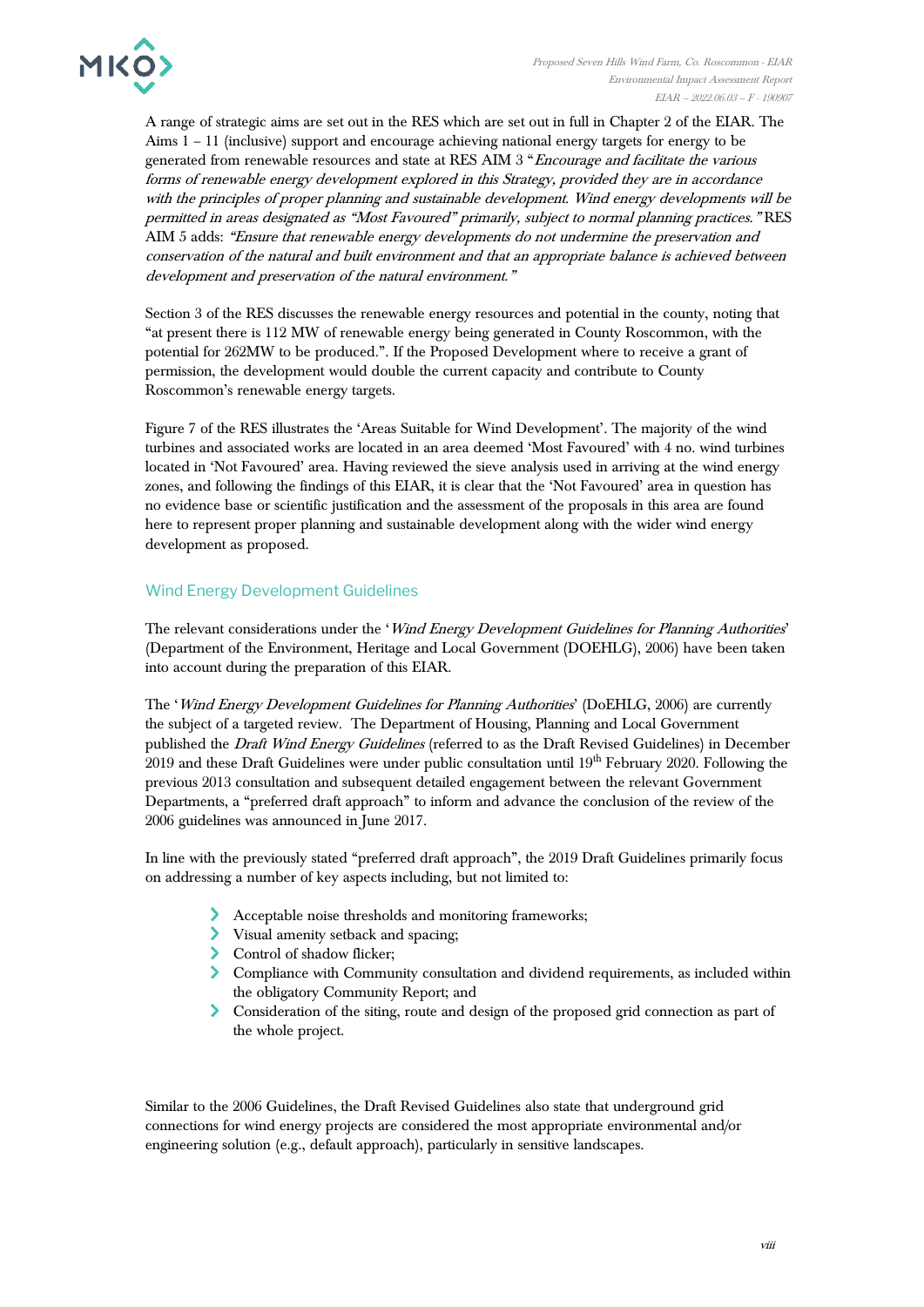A range of strategic aims are set out in the RES which are set out in full in Chapter 2 of the EIAR. The Aims 1 – 11 (inclusive) support and encourage achieving national energy targets for energy to be generated from renewable resources and state at RES AIM 3 "*Encourage and facilitate the various forms of renewable energy development explored in this Strategy, provided they are in accordance with the principles of proper planning and sustainable development. Wind energy developments will be permitted in areas designated as "Most Favoured" primarily, subject to normal planning practices."* RES AIM 5 adds: *"Ensure that renewable energy developments do not undermine the preservation and conservation of the natural and built environment and that an appropriate balance is achieved between development and preservation of the natural environment."*

Section 3 of the RES discusses the renewable energy resources and potential in the county, noting that "at present there is 112 MW of renewable energy being generated in County Roscommon, with the potential for 262MW to be produced.". If the Proposed Development where to receive a grant of permission, the development would double the current capacity and contribute to County Roscommon's renewable energy targets.

Figure 7 of the RES illustrates the 'Areas Suitable for Wind Development'. The majority of the wind turbines and associated works are located in an area deemed 'Most Favoured' with 4 no. wind turbines located in 'Not Favoured' area. Having reviewed the sieve analysis used in arriving at the wind energy zones, and following the findings of this EIAR, it is clear that the 'Not Favoured' area in question has no evidence base or scientific justification and the assessment of the proposals in this area are found here to represent proper planning and sustainable development along with the wider wind energy development as proposed.

### Wind Energy Development Guidelines

The relevant considerations under the '*Wind Energy Development Guidelines for Planning Authorities*' (Department of the Environment, Heritage and Local Government (DOEHLG), 2006) have been taken into account during the preparation of this EIAR.

The '*Wind Energy Development Guidelines for Planning Authorities*' (DoEHLG, 2006) are currently the subject of a targeted review. The Department of Housing, Planning and Local Government published the *Draft Wind Energy Guidelines* (referred to as the Draft Revised Guidelines) in December 2019 and these Draft Guidelines were under public consultation until 19th February 2020. Following the previous 2013 consultation and subsequent detailed engagement between the relevant Government Departments, a "preferred draft approach" to inform and advance the conclusion of the review of the 2006 guidelines was announced in June 2017.

In line with the previously stated "preferred draft approach", the 2019 Draft Guidelines primarily focus on addressing a number of key aspects including, but not limited to:

- Acceptable noise thresholds and monitoring frameworks;
- Visual amenity setback and spacing;
- Control of shadow flicker;
- Compliance with Community consultation and dividend requirements, as included within the obligatory Community Report; and
- Consideration of the siting, route and design of the proposed grid connection as part of the whole project.

Similar to the 2006 Guidelines, the Draft Revised Guidelines also state that underground grid connections for wind energy projects are considered the most appropriate environmental and/or engineering solution (e.g., default approach), particularly in sensitive landscapes.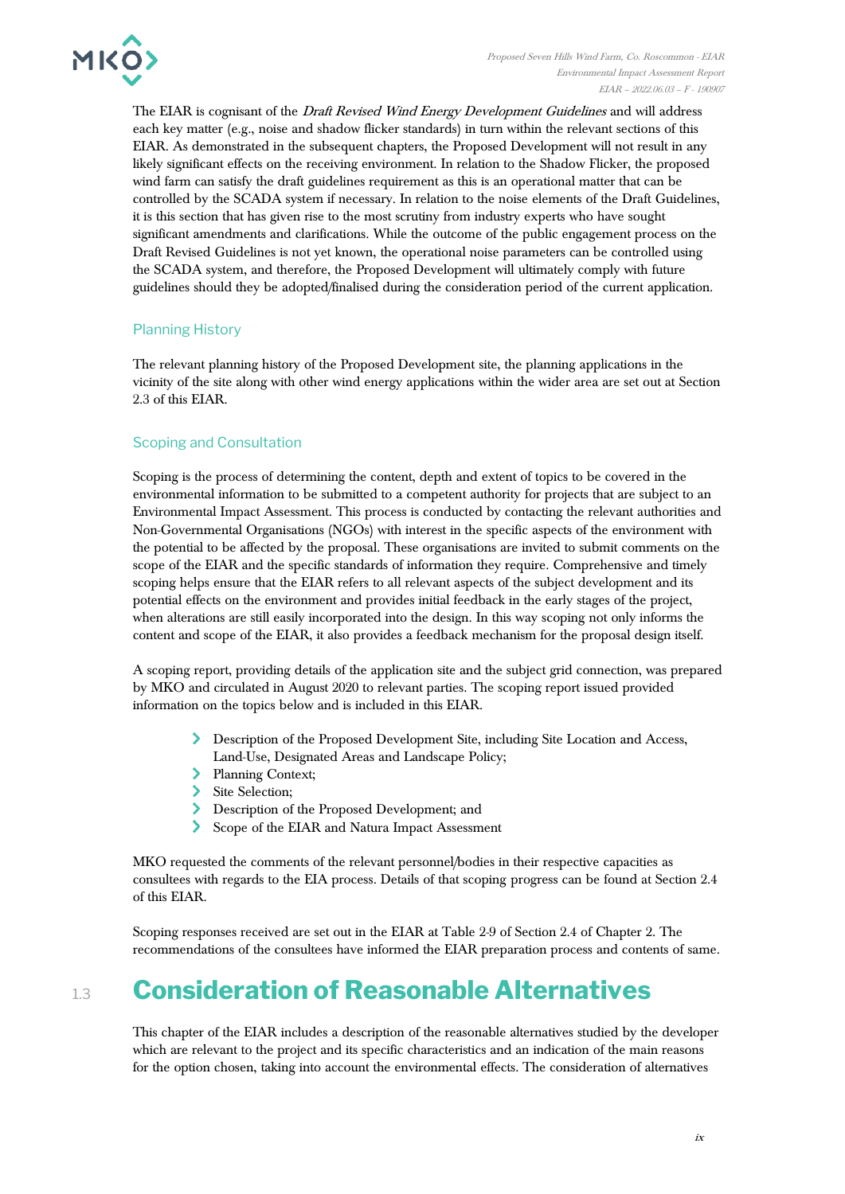The EIAR is cognisant of the *Draft Revised Wind Energy Development Guidelines* and will address each key matter (e.g., noise and shadow flicker standards) in turn within the relevant sections of this EIAR. As demonstrated in the subsequent chapters, the Proposed Development will not result in any likely significant effects on the receiving environment. In relation to the Shadow Flicker, the proposed wind farm can satisfy the draft guidelines requirement as this is an operational matter that can be controlled by the SCADA system if necessary. In relation to the noise elements of the Draft Guidelines, it is this section that has given rise to the most scrutiny from industry experts who have sought significant amendments and clarifications. While the outcome of the public engagement process on the Draft Revised Guidelines is not yet known, the operational noise parameters can be controlled using the SCADA system, and therefore, the Proposed Development will ultimately comply with future guidelines should they be adopted/finalised during the consideration period of the current application.

### Planning History

The relevant planning history of the Proposed Development site, the planning applications in the vicinity of the site along with other wind energy applications within the wider area are set out at Section 2.3 of this EIAR.

### Scoping and Consultation

Scoping is the process of determining the content, depth and extent of topics to be covered in the environmental information to be submitted to a competent authority for projects that are subject to an Environmental Impact Assessment. This process is conducted by contacting the relevant authorities and Non-Governmental Organisations (NGOs) with interest in the specific aspects of the environment with the potential to be affected by the proposal. These organisations are invited to submit comments on the scope of the EIAR and the specific standards of information they require. Comprehensive and timely scoping helps ensure that the EIAR refers to all relevant aspects of the subject development and its potential effects on the environment and provides initial feedback in the early stages of the project, when alterations are still easily incorporated into the design. In this way scoping not only informs the content and scope of the EIAR, it also provides a feedback mechanism for the proposal design itself.

A scoping report, providing details of the application site and the subject grid connection, was prepared by MKO and circulated in August 2020 to relevant parties. The scoping report issued provided information on the topics below and is included in this EIAR.

- Description of the Proposed Development Site, including Site Location and Access, Land-Use, Designated Areas and Landscape Policy;
- Planning Context;
- Site Selection;
- Description of the Proposed Development; and
- Scope of the EIAR and Natura Impact Assessment

MKO requested the comments of the relevant personnel/bodies in their respective capacities as consultees with regards to the EIA process. Details of that scoping progress can be found at Section 2.4 of this EIAR.

Scoping responses received are set out in the EIAR at Table 2-9 of Section 2.4 of Chapter 2. The recommendations of the consultees have informed the EIAR preparation process and contents of same.

## 1.3 Consideration of Reasonable Alternatives

This chapter of the EIAR includes a description of the reasonable alternatives studied by the developer which are relevant to the project and its specific characteristics and an indication of the main reasons for the option chosen, taking into account the environmental effects. The consideration of alternatives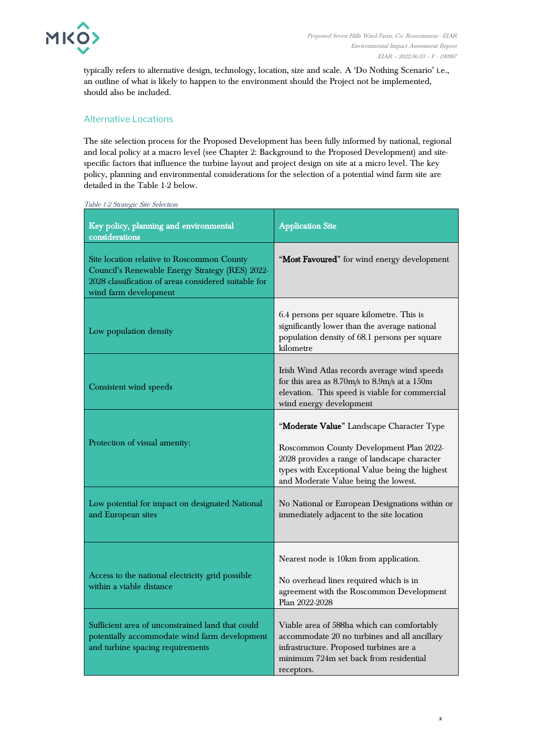typically refers to alternative design, technology, location, size and scale. A 'Do Nothing Scenario' i.e., an outline of what is likely to happen to the environment should the Project not be implemented, should also be included.

## Alternative Locations

The site selection process for the Proposed Development has been fully informed by national, regional and local policy at a macro level (see Chapter 2: Background to the Proposed Development) and site-specific factors that influence the turbine layout and project design on site at a micro level. The key policy, planning and environmental considerations for the selection of a potential wind farm site are detailed in the Table 1-2 below.

*Table 1-2 Strategic Site Selection*

| Key policy, planning and environmental considerations | Application Site |
|---|---|
| Site location relative to Roscommon County Council's Renewable Energy Strategy (RES) 2022-2028 classification of areas considered suitable for wind farm development | "**Most Favoured**" for wind energy development |
| Low population density | 6.4 persons per square kilometre. This is significantly lower than the average national population density of 68.1 persons per square kilometre |
| Consistent wind speeds | Irish Wind Atlas records average wind speeds for this area as 8.70m/s to 8.9m/s at a 150m elevation. This speed is viable for commercial wind energy development |
| Protection of visual amenity: | "**Moderate Value**" Landscape Character Type<br><br>Roscommon County Development Plan 2022-2028 provides a range of landscape character types with Exceptional Value being the highest and Moderate Value being the lowest. |
| Low potential for impact on designated National and European sites | No National or European Designations within or immediately adjacent to the site location |
| Access to the national electricity grid possible within a viable distance | Nearest node is 10km from application.<br><br>No overhead lines required which is in agreement with the Roscommon Development Plan 2022-2028 |
| Sufficient area of unconstrained land that could potentially accommodate wind farm development and turbine spacing requirements | Viable area of 588ha which can comfortably accommodate 20 no turbines and all ancillary infrastructure. Proposed turbines are a minimum 724m set back from residential receptors. |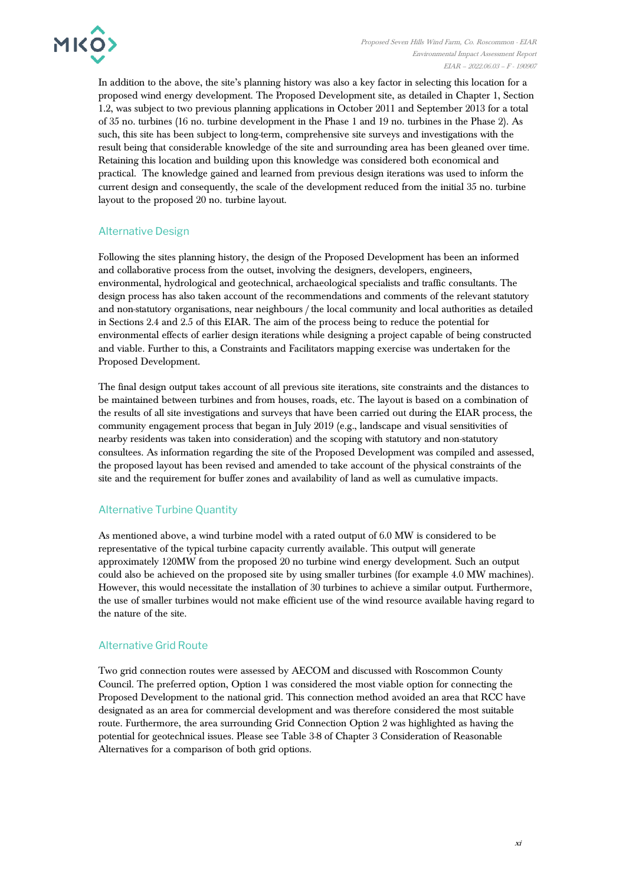In addition to the above, the site's planning history was also a key factor in selecting this location for a proposed wind energy development. The Proposed Development site, as detailed in Chapter 1, Section 1.2, was subject to two previous planning applications in October 2011 and September 2013 for a total of 35 no. turbines (16 no. turbine development in the Phase 1 and 19 no. turbines in the Phase 2). As such, this site has been subject to long-term, comprehensive site surveys and investigations with the result being that considerable knowledge of the site and surrounding area has been gleaned over time. Retaining this location and building upon this knowledge was considered both economical and practical. The knowledge gained and learned from previous design iterations was used to inform the current design and consequently, the scale of the development reduced from the initial 35 no. turbine layout to the proposed 20 no. turbine layout.

### Alternative Design

Following the sites planning history, the design of the Proposed Development has been an informed and collaborative process from the outset, involving the designers, developers, engineers, environmental, hydrological and geotechnical, archaeological specialists and traffic consultants. The design process has also taken account of the recommendations and comments of the relevant statutory and non-statutory organisations, near neighbours / the local community and local authorities as detailed in Sections 2.4 and 2.5 of this EIAR. The aim of the process being to reduce the potential for environmental effects of earlier design iterations while designing a project capable of being constructed and viable. Further to this, a Constraints and Facilitators mapping exercise was undertaken for the Proposed Development.

The final design output takes account of all previous site iterations, site constraints and the distances to be maintained between turbines and from houses, roads, etc. The layout is based on a combination of the results of all site investigations and surveys that have been carried out during the EIAR process, the community engagement process that began in July 2019 (e.g., landscape and visual sensitivities of nearby residents was taken into consideration) and the scoping with statutory and non-statutory consultees. As information regarding the site of the Proposed Development was compiled and assessed, the proposed layout has been revised and amended to take account of the physical constraints of the site and the requirement for buffer zones and availability of land as well as cumulative impacts.

### Alternative Turbine Quantity

As mentioned above, a wind turbine model with a rated output of 6.0 MW is considered to be representative of the typical turbine capacity currently available. This output will generate approximately 120MW from the proposed 20 no turbine wind energy development. Such an output could also be achieved on the proposed site by using smaller turbines (for example 4.0 MW machines). However, this would necessitate the installation of 30 turbines to achieve a similar output. Furthermore, the use of smaller turbines would not make efficient use of the wind resource available having regard to the nature of the site.

### Alternative Grid Route

Two grid connection routes were assessed by AECOM and discussed with Roscommon County Council. The preferred option, Option 1 was considered the most viable option for connecting the Proposed Development to the national grid. This connection method avoided an area that RCC have designated as an area for commercial development and was therefore considered the most suitable route. Furthermore, the area surrounding Grid Connection Option 2 was highlighted as having the potential for geotechnical issues. Please see Table 3-8 of Chapter 3 Consideration of Reasonable Alternatives for a comparison of both grid options.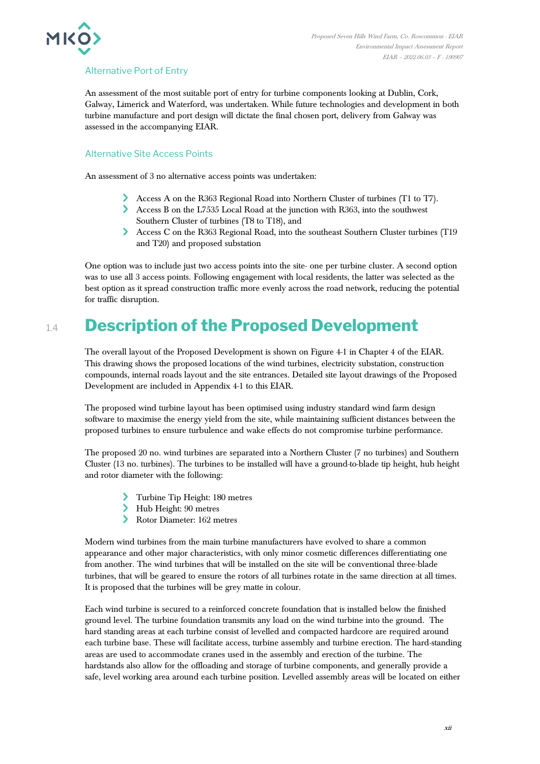### Alternative Port of Entry

An assessment of the most suitable port of entry for turbine components looking at Dublin, Cork, Galway, Limerick and Waterford, was undertaken. While future technologies and development in both turbine manufacture and port design will dictate the final chosen port, delivery from Galway was assessed in the accompanying EIAR.

### Alternative Site Access Points

An assessment of 3 no alternative access points was undertaken:

- Access A on the R363 Regional Road into Northern Cluster of turbines (T1 to T7).
- Access B on the L7535 Local Road at the junction with R363, into the southwest Southern Cluster of turbines (T8 to T18), and
- Access C on the R363 Regional Road, into the southeast Southern Cluster turbines (T19 and T20) and proposed substation

One option was to include just two access points into the site- one per turbine cluster. A second option was to use all 3 access points. Following engagement with local residents, the latter was selected as the best option as it spread construction traffic more evenly across the road network, reducing the potential for traffic disruption.

## 1.4 Description of the Proposed Development

The overall layout of the Proposed Development is shown on Figure 4-1 in Chapter 4 of the EIAR. This drawing shows the proposed locations of the wind turbines, electricity substation, construction compounds, internal roads layout and the site entrances. Detailed site layout drawings of the Proposed Development are included in Appendix 4-1 to this EIAR.

The proposed wind turbine layout has been optimised using industry standard wind farm design software to maximise the energy yield from the site, while maintaining sufficient distances between the proposed turbines to ensure turbulence and wake effects do not compromise turbine performance.

The proposed 20 no. wind turbines are separated into a Northern Cluster (7 no turbines) and Southern Cluster (13 no. turbines). The turbines to be installed will have a ground-to-blade tip height, hub height and rotor diameter with the following:

- Turbine Tip Height: 180 metres
- Hub Height: 90 metres
- Rotor Diameter: 162 metres

Modern wind turbines from the main turbine manufacturers have evolved to share a common appearance and other major characteristics, with only minor cosmetic differences differentiating one from another. The wind turbines that will be installed on the site will be conventional three-blade turbines, that will be geared to ensure the rotors of all turbines rotate in the same direction at all times. It is proposed that the turbines will be grey matte in colour.

Each wind turbine is secured to a reinforced concrete foundation that is installed below the finished ground level. The turbine foundation transmits any load on the wind turbine into the ground. The hard standing areas at each turbine consist of levelled and compacted hardcore are required around each turbine base. These will facilitate access, turbine assembly and turbine erection. The hard-standing areas are used to accommodate cranes used in the assembly and erection of the turbine. The hardstands also allow for the offloading and storage of turbine components, and generally provide a safe, level working area around each turbine position. Levelled assembly areas will be located on either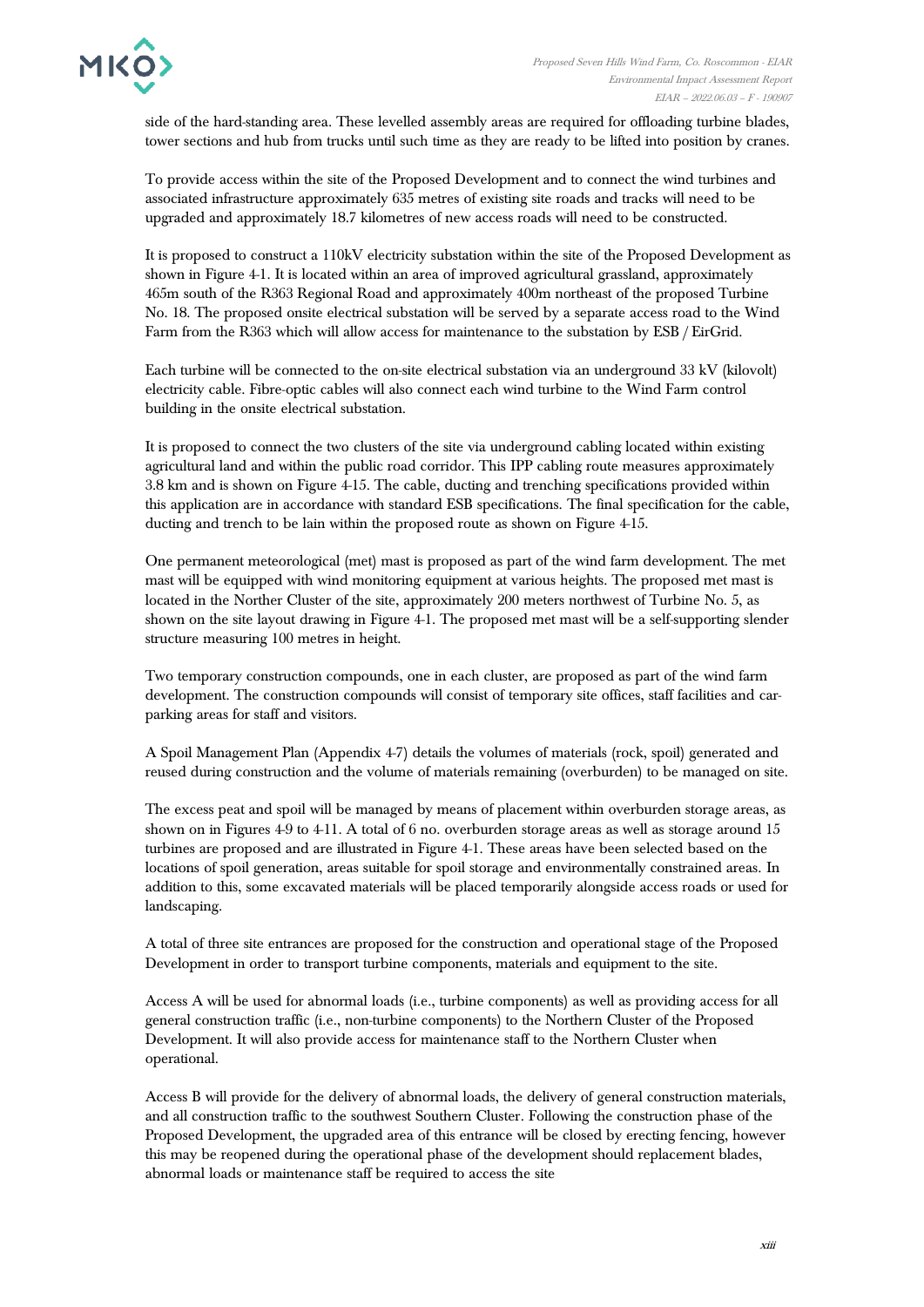side of the hard-standing area. These levelled assembly areas are required for offloading turbine blades, tower sections and hub from trucks until such time as they are ready to be lifted into position by cranes.

To provide access within the site of the Proposed Development and to connect the wind turbines and associated infrastructure approximately 635 metres of existing site roads and tracks will need to be upgraded and approximately 18.7 kilometres of new access roads will need to be constructed.

It is proposed to construct a 110kV electricity substation within the site of the Proposed Development as shown in Figure 4-1. It is located within an area of improved agricultural grassland, approximately 465m south of the R363 Regional Road and approximately 400m northeast of the proposed Turbine No. 18. The proposed onsite electrical substation will be served by a separate access road to the Wind Farm from the R363 which will allow access for maintenance to the substation by ESB / EirGrid.

Each turbine will be connected to the on-site electrical substation via an underground 33 kV (kilovolt) electricity cable. Fibre-optic cables will also connect each wind turbine to the Wind Farm control building in the onsite electrical substation.

It is proposed to connect the two clusters of the site via underground cabling located within existing agricultural land and within the public road corridor. This IPP cabling route measures approximately 3.8 km and is shown on Figure 4-15. The cable, ducting and trenching specifications provided within this application are in accordance with standard ESB specifications. The final specification for the cable, ducting and trench to be lain within the proposed route as shown on Figure 4-15.

One permanent meteorological (met) mast is proposed as part of the wind farm development. The met mast will be equipped with wind monitoring equipment at various heights. The proposed met mast is located in the Norther Cluster of the site, approximately 200 meters northwest of Turbine No. 5, as shown on the site layout drawing in Figure 4-1. The proposed met mast will be a self-supporting slender structure measuring 100 metres in height.

Two temporary construction compounds, one in each cluster, are proposed as part of the wind farm development. The construction compounds will consist of temporary site offices, staff facilities and car-parking areas for staff and visitors.

A Spoil Management Plan (Appendix 4-7) details the volumes of materials (rock, spoil) generated and reused during construction and the volume of materials remaining (overburden) to be managed on site.

The excess peat and spoil will be managed by means of placement within overburden storage areas, as shown on in Figures 4-9 to 4-11. A total of 6 no. overburden storage areas as well as storage around 15 turbines are proposed and are illustrated in Figure 4-1. These areas have been selected based on the locations of spoil generation, areas suitable for spoil storage and environmentally constrained areas. In addition to this, some excavated materials will be placed temporarily alongside access roads or used for landscaping.

A total of three site entrances are proposed for the construction and operational stage of the Proposed Development in order to transport turbine components, materials and equipment to the site.

Access A will be used for abnormal loads (i.e., turbine components) as well as providing access for all general construction traffic (i.e., non-turbine components) to the Northern Cluster of the Proposed Development. It will also provide access for maintenance staff to the Northern Cluster when operational.

Access B will provide for the delivery of abnormal loads, the delivery of general construction materials, and all construction traffic to the southwest Southern Cluster. Following the construction phase of the Proposed Development, the upgraded area of this entrance will be closed by erecting fencing, however this may be reopened during the operational phase of the development should replacement blades, abnormal loads or maintenance staff be required to access the site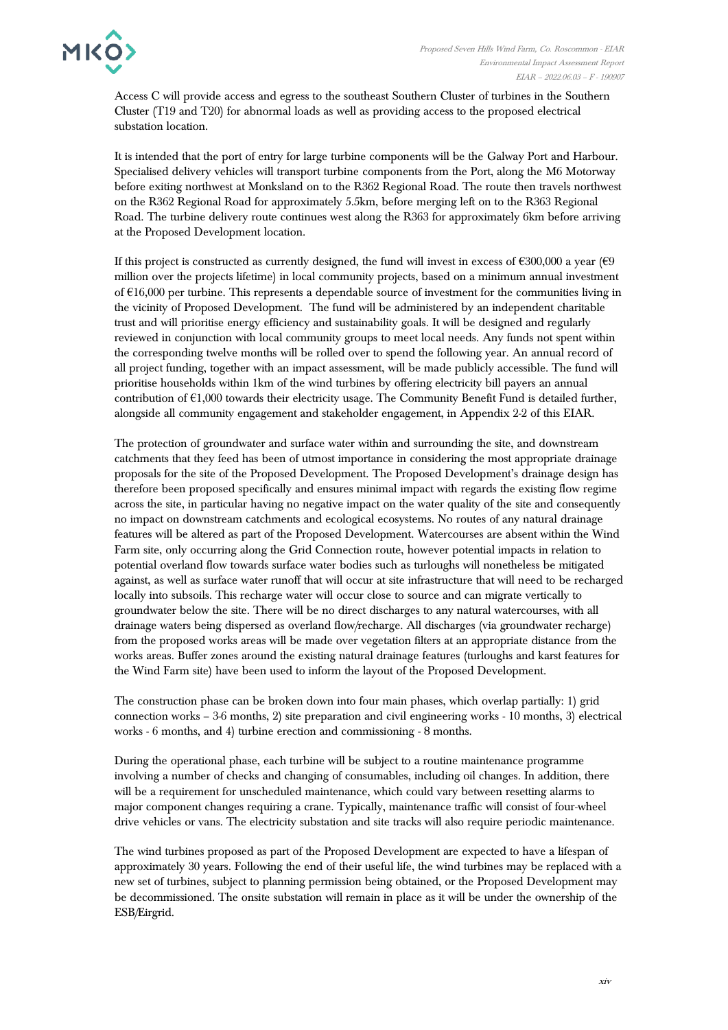Access C will provide access and egress to the southeast Southern Cluster of turbines in the Southern Cluster (T19 and T20) for abnormal loads as well as providing access to the proposed electrical substation location.

It is intended that the port of entry for large turbine components will be the Galway Port and Harbour. Specialised delivery vehicles will transport turbine components from the Port, along the M6 Motorway before exiting northwest at Monksland on to the R362 Regional Road. The route then travels northwest on the R362 Regional Road for approximately 5.5km, before merging left on to the R363 Regional Road. The turbine delivery route continues west along the R363 for approximately 6km before arriving at the Proposed Development location.

If this project is constructed as currently designed, the fund will invest in excess of €300,000 a year (€9 million over the projects lifetime) in local community projects, based on a minimum annual investment of €16,000 per turbine. This represents a dependable source of investment for the communities living in the vicinity of Proposed Development. The fund will be administered by an independent charitable trust and will prioritise energy efficiency and sustainability goals. It will be designed and regularly reviewed in conjunction with local community groups to meet local needs. Any funds not spent within the corresponding twelve months will be rolled over to spend the following year. An annual record of all project funding, together with an impact assessment, will be made publicly accessible. The fund will prioritise households within 1km of the wind turbines by offering electricity bill payers an annual contribution of €1,000 towards their electricity usage. The Community Benefit Fund is detailed further, alongside all community engagement and stakeholder engagement, in Appendix 2-2 of this EIAR.

The protection of groundwater and surface water within and surrounding the site, and downstream catchments that they feed has been of utmost importance in considering the most appropriate drainage proposals for the site of the Proposed Development. The Proposed Development's drainage design has therefore been proposed specifically and ensures minimal impact with regards the existing flow regime across the site, in particular having no negative impact on the water quality of the site and consequently no impact on downstream catchments and ecological ecosystems. No routes of any natural drainage features will be altered as part of the Proposed Development. Watercourses are absent within the Wind Farm site, only occurring along the Grid Connection route, however potential impacts in relation to potential overland flow towards surface water bodies such as turloughs will nonetheless be mitigated against, as well as surface water runoff that will occur at site infrastructure that will need to be recharged locally into subsoils. This recharge water will occur close to source and can migrate vertically to groundwater below the site. There will be no direct discharges to any natural watercourses, with all drainage waters being dispersed as overland flow/recharge. All discharges (via groundwater recharge) from the proposed works areas will be made over vegetation filters at an appropriate distance from the works areas. Buffer zones around the existing natural drainage features (turloughs and karst features for the Wind Farm site) have been used to inform the layout of the Proposed Development.

The construction phase can be broken down into four main phases, which overlap partially: 1) grid connection works – 3-6 months, 2) site preparation and civil engineering works - 10 months, 3) electrical works - 6 months, and 4) turbine erection and commissioning - 8 months.

During the operational phase, each turbine will be subject to a routine maintenance programme involving a number of checks and changing of consumables, including oil changes. In addition, there will be a requirement for unscheduled maintenance, which could vary between resetting alarms to major component changes requiring a crane. Typically, maintenance traffic will consist of four-wheel drive vehicles or vans. The electricity substation and site tracks will also require periodic maintenance.

The wind turbines proposed as part of the Proposed Development are expected to have a lifespan of approximately 30 years. Following the end of their useful life, the wind turbines may be replaced with a new set of turbines, subject to planning permission being obtained, or the Proposed Development may be decommissioned. The onsite substation will remain in place as it will be under the ownership of the ESB/Eirgrid.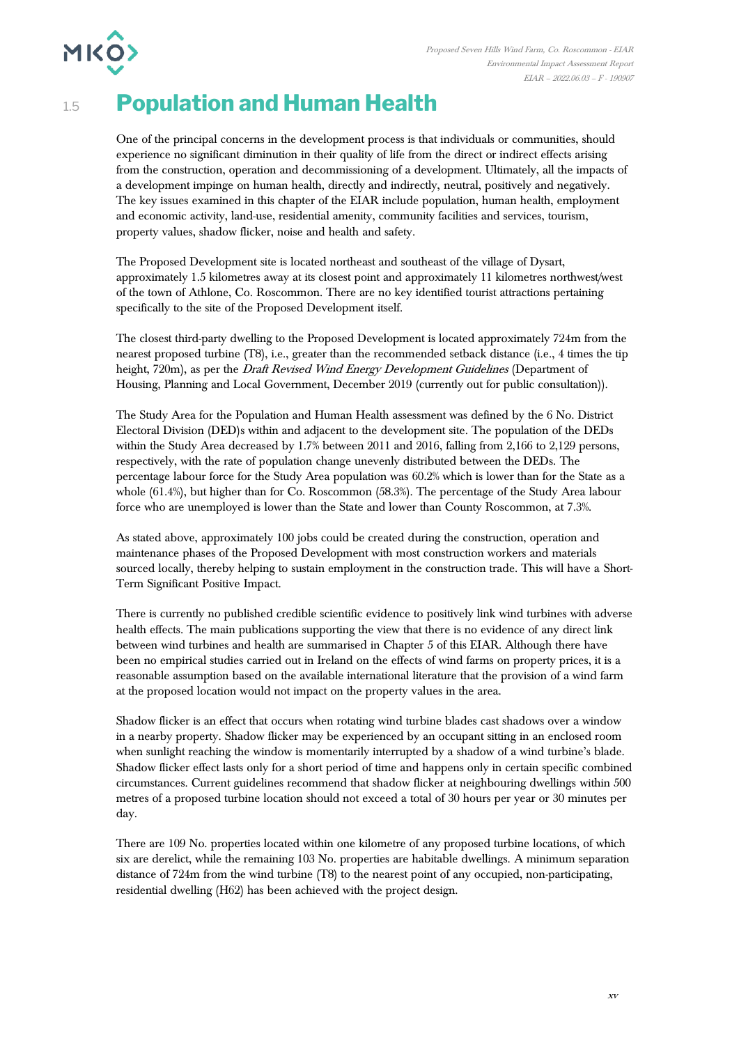## 1.5 Population and Human Health

One of the principal concerns in the development process is that individuals or communities, should experience no significant diminution in their quality of life from the direct or indirect effects arising from the construction, operation and decommissioning of a development. Ultimately, all the impacts of a development impinge on human health, directly and indirectly, neutral, positively and negatively. The key issues examined in this chapter of the EIAR include population, human health, employment and economic activity, land-use, residential amenity, community facilities and services, tourism, property values, shadow flicker, noise and health and safety.

The Proposed Development site is located northeast and southeast of the village of Dysart, approximately 1.5 kilometres away at its closest point and approximately 11 kilometres northwest/west of the town of Athlone, Co. Roscommon. There are no key identified tourist attractions pertaining specifically to the site of the Proposed Development itself.

The closest third-party dwelling to the Proposed Development is located approximately 724m from the nearest proposed turbine (T8), i.e., greater than the recommended setback distance (i.e., 4 times the tip height, 720m), as per the *Draft Revised Wind Energy Development Guidelines* (Department of Housing, Planning and Local Government, December 2019 (currently out for public consultation)).

The Study Area for the Population and Human Health assessment was defined by the 6 No. District Electoral Division (DED)s within and adjacent to the development site. The population of the DEDs within the Study Area decreased by 1.7% between 2011 and 2016, falling from 2,166 to 2,129 persons, respectively, with the rate of population change unevenly distributed between the DEDs. The percentage labour force for the Study Area population was 60.2% which is lower than for the State as a whole (61.4%), but higher than for Co. Roscommon (58.3%). The percentage of the Study Area labour force who are unemployed is lower than the State and lower than County Roscommon, at 7.3%.

As stated above, approximately 100 jobs could be created during the construction, operation and maintenance phases of the Proposed Development with most construction workers and materials sourced locally, thereby helping to sustain employment in the construction trade. This will have a Short-Term Significant Positive Impact.

There is currently no published credible scientific evidence to positively link wind turbines with adverse health effects. The main publications supporting the view that there is no evidence of any direct link between wind turbines and health are summarised in Chapter 5 of this EIAR. Although there have been no empirical studies carried out in Ireland on the effects of wind farms on property prices, it is a reasonable assumption based on the available international literature that the provision of a wind farm at the proposed location would not impact on the property values in the area.

Shadow flicker is an effect that occurs when rotating wind turbine blades cast shadows over a window in a nearby property. Shadow flicker may be experienced by an occupant sitting in an enclosed room when sunlight reaching the window is momentarily interrupted by a shadow of a wind turbine's blade. Shadow flicker effect lasts only for a short period of time and happens only in certain specific combined circumstances. Current guidelines recommend that shadow flicker at neighbouring dwellings within 500 metres of a proposed turbine location should not exceed a total of 30 hours per year or 30 minutes per day.

There are 109 No. properties located within one kilometre of any proposed turbine locations, of which six are derelict, while the remaining 103 No. properties are habitable dwellings. A minimum separation distance of 724m from the wind turbine (T8) to the nearest point of any occupied, non-participating, residential dwelling (H62) has been achieved with the project design.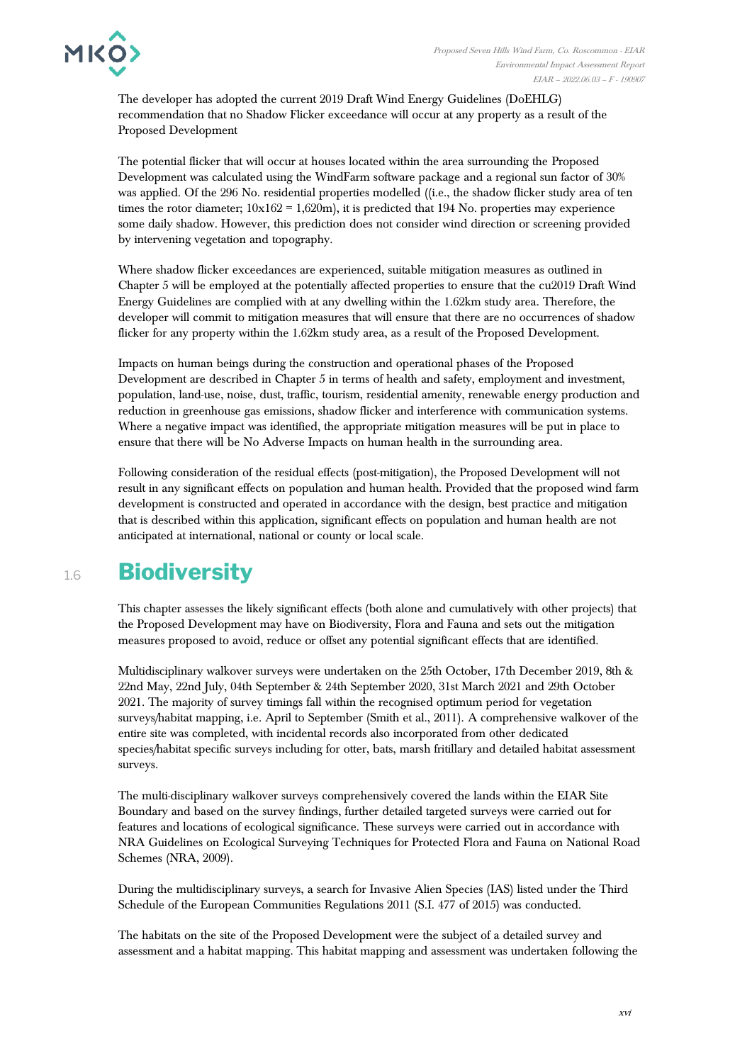The developer has adopted the current 2019 Draft Wind Energy Guidelines (DoEHLG) recommendation that no Shadow Flicker exceedance will occur at any property as a result of the Proposed Development

The potential flicker that will occur at houses located within the area surrounding the Proposed Development was calculated using the WindFarm software package and a regional sun factor of 30% was applied. Of the 296 No. residential properties modelled ((i.e., the shadow flicker study area of ten times the rotor diameter; 10x162 = 1,620m), it is predicted that 194 No. properties may experience some daily shadow. However, this prediction does not consider wind direction or screening provided by intervening vegetation and topography.

Where shadow flicker exceedances are experienced, suitable mitigation measures as outlined in Chapter 5 will be employed at the potentially affected properties to ensure that the cu2019 Draft Wind Energy Guidelines are complied with at any dwelling within the 1.62km study area. Therefore, the developer will commit to mitigation measures that will ensure that there are no occurrences of shadow flicker for any property within the 1.62km study area, as a result of the Proposed Development.

Impacts on human beings during the construction and operational phases of the Proposed Development are described in Chapter 5 in terms of health and safety, employment and investment, population, land-use, noise, dust, traffic, tourism, residential amenity, renewable energy production and reduction in greenhouse gas emissions, shadow flicker and interference with communication systems. Where a negative impact was identified, the appropriate mitigation measures will be put in place to ensure that there will be No Adverse Impacts on human health in the surrounding area.

Following consideration of the residual effects (post-mitigation), the Proposed Development will not result in any significant effects on population and human health. Provided that the proposed wind farm development is constructed and operated in accordance with the design, best practice and mitigation that is described within this application, significant effects on population and human health are not anticipated at international, national or county or local scale.

## 1.6 Biodiversity

This chapter assesses the likely significant effects (both alone and cumulatively with other projects) that the Proposed Development may have on Biodiversity, Flora and Fauna and sets out the mitigation measures proposed to avoid, reduce or offset any potential significant effects that are identified.

Multidisciplinary walkover surveys were undertaken on the 25th October, 17th December 2019, 8th & 22nd May, 22nd July, 04th September & 24th September 2020, 31st March 2021 and 29th October 2021. The majority of survey timings fall within the recognised optimum period for vegetation surveys/habitat mapping, i.e. April to September (Smith et al., 2011). A comprehensive walkover of the entire site was completed, with incidental records also incorporated from other dedicated species/habitat specific surveys including for otter, bats, marsh fritillary and detailed habitat assessment surveys.

The multi-disciplinary walkover surveys comprehensively covered the lands within the EIAR Site Boundary and based on the survey findings, further detailed targeted surveys were carried out for features and locations of ecological significance. These surveys were carried out in accordance with NRA Guidelines on Ecological Surveying Techniques for Protected Flora and Fauna on National Road Schemes (NRA, 2009).

During the multidisciplinary surveys, a search for Invasive Alien Species (IAS) listed under the Third Schedule of the European Communities Regulations 2011 (S.I. 477 of 2015) was conducted.

The habitats on the site of the Proposed Development were the subject of a detailed survey and assessment and a habitat mapping. This habitat mapping and assessment was undertaken following the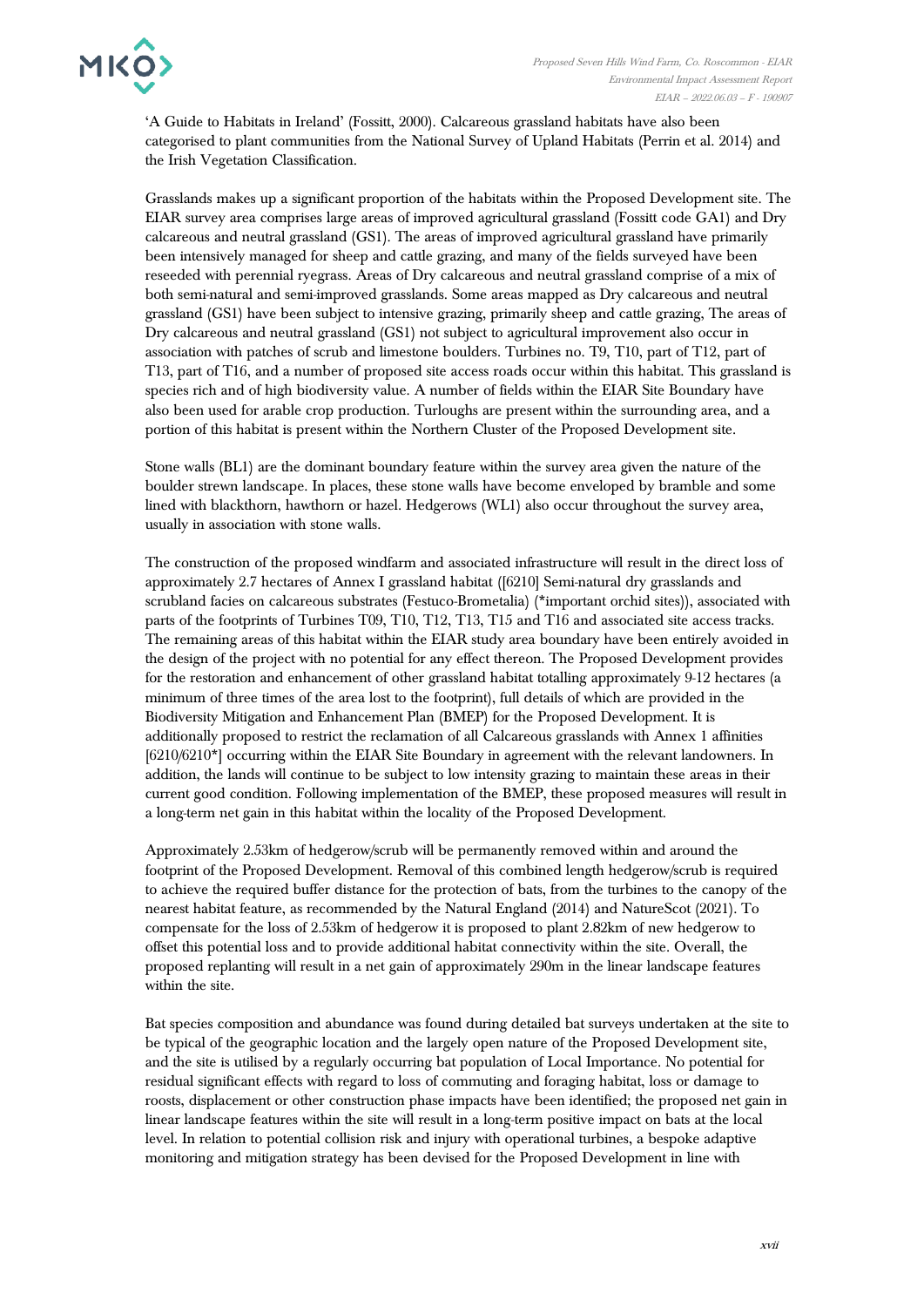'A Guide to Habitats in Ireland' (Fossitt, 2000). Calcareous grassland habitats have also been categorised to plant communities from the National Survey of Upland Habitats (Perrin et al. 2014) and the Irish Vegetation Classification.

Grasslands makes up a significant proportion of the habitats within the Proposed Development site. The EIAR survey area comprises large areas of improved agricultural grassland (Fossitt code GA1) and Dry calcareous and neutral grassland (GS1). The areas of improved agricultural grassland have primarily been intensively managed for sheep and cattle grazing, and many of the fields surveyed have been reseeded with perennial ryegrass. Areas of Dry calcareous and neutral grassland comprise of a mix of both semi-natural and semi-improved grasslands. Some areas mapped as Dry calcareous and neutral grassland (GS1) have been subject to intensive grazing, primarily sheep and cattle grazing, The areas of Dry calcareous and neutral grassland (GS1) not subject to agricultural improvement also occur in association with patches of scrub and limestone boulders. Turbines no. T9, T10, part of T12, part of T13, part of T16, and a number of proposed site access roads occur within this habitat. This grassland is species rich and of high biodiversity value. A number of fields within the EIAR Site Boundary have also been used for arable crop production. Turloughs are present within the surrounding area, and a portion of this habitat is present within the Northern Cluster of the Proposed Development site.

Stone walls (BL1) are the dominant boundary feature within the survey area given the nature of the boulder strewn landscape. In places, these stone walls have become enveloped by bramble and some lined with blackthorn, hawthorn or hazel. Hedgerows (WL1) also occur throughout the survey area, usually in association with stone walls.

The construction of the proposed windfarm and associated infrastructure will result in the direct loss of approximately 2.7 hectares of Annex I grassland habitat ([6210] Semi-natural dry grasslands and scrubland facies on calcareous substrates (Festuco-Brometalia) (*important orchid sites)), associated with parts of the footprints of Turbines T09, T10, T12, T13, T15 and T16 and associated site access tracks. The remaining areas of this habitat within the EIAR study area boundary have been entirely avoided in the design of the project with no potential for any effect thereon. The Proposed Development provides for the restoration and enhancement of other grassland habitat totalling approximately 9-12 hectares (a minimum of three times of the area lost to the footprint), full details of which are provided in the Biodiversity Mitigation and Enhancement Plan (BMEP) for the Proposed Development. It is additionally proposed to restrict the reclamation of all Calcareous grasslands with Annex 1 affinities [6210/6210*] occurring within the EIAR Site Boundary in agreement with the relevant landowners. In addition, the lands will continue to be subject to low intensity grazing to maintain these areas in their current good condition. Following implementation of the BMEP, these proposed measures will result in a long-term net gain in this habitat within the locality of the Proposed Development.

Approximately 2.53km of hedgerow/scrub will be permanently removed within and around the footprint of the Proposed Development. Removal of this combined length hedgerow/scrub is required to achieve the required buffer distance for the protection of bats, from the turbines to the canopy of the nearest habitat feature, as recommended by the Natural England (2014) and NatureScot (2021). To compensate for the loss of 2.53km of hedgerow it is proposed to plant 2.82km of new hedgerow to offset this potential loss and to provide additional habitat connectivity within the site. Overall, the proposed replanting will result in a net gain of approximately 290m in the linear landscape features within the site.

Bat species composition and abundance was found during detailed bat surveys undertaken at the site to be typical of the geographic location and the largely open nature of the Proposed Development site, and the site is utilised by a regularly occurring bat population of Local Importance. No potential for residual significant effects with regard to loss of commuting and foraging habitat, loss or damage to roosts, displacement or other construction phase impacts have been identified; the proposed net gain in linear landscape features within the site will result in a long-term positive impact on bats at the local level. In relation to potential collision risk and injury with operational turbines, a bespoke adaptive monitoring and mitigation strategy has been devised for the Proposed Development in line with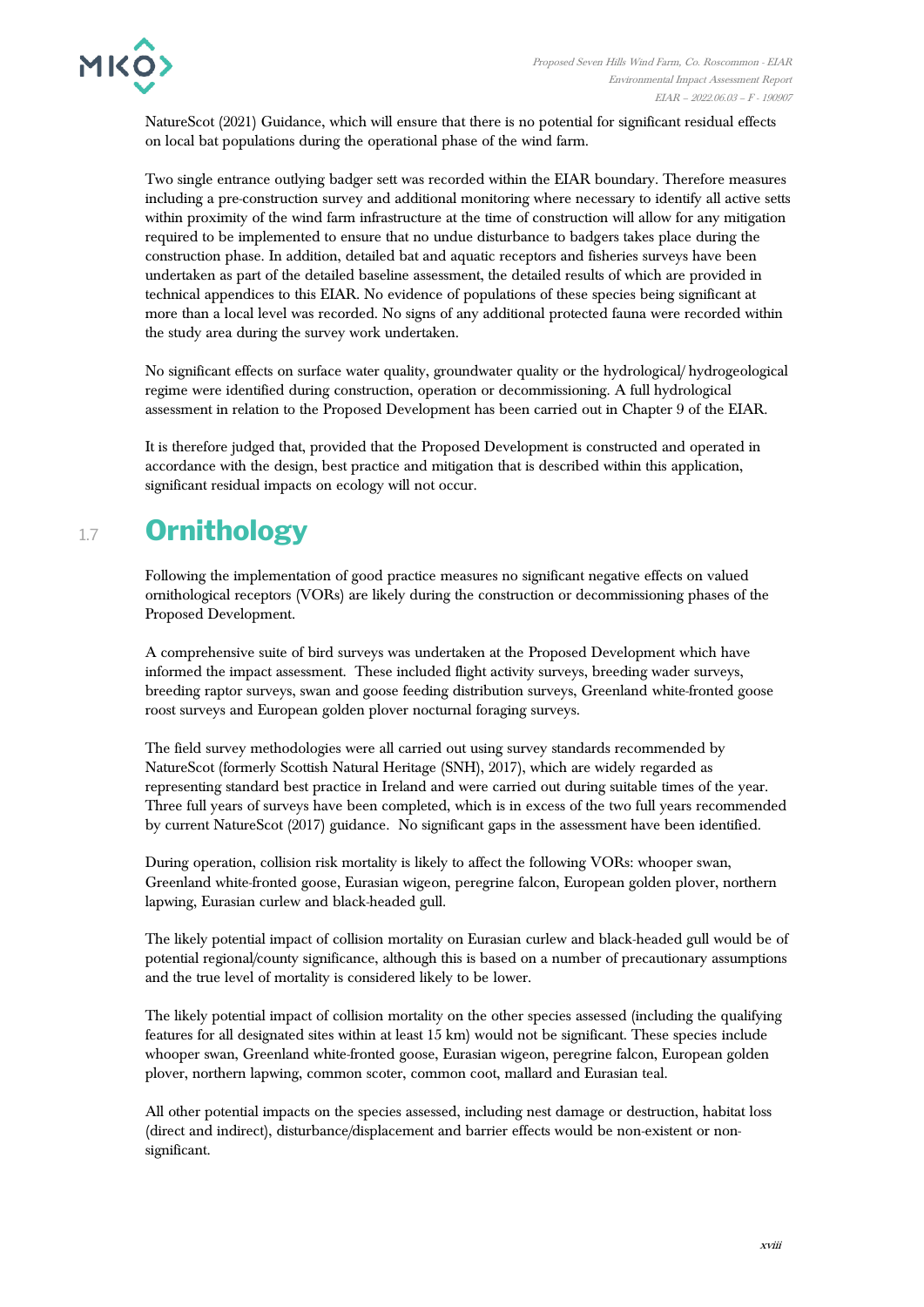NatureScot (2021) Guidance, which will ensure that there is no potential for significant residual effects on local bat populations during the operational phase of the wind farm.

Two single entrance outlying badger sett was recorded within the EIAR boundary. Therefore measures including a pre-construction survey and additional monitoring where necessary to identify all active setts within proximity of the wind farm infrastructure at the time of construction will allow for any mitigation required to be implemented to ensure that no undue disturbance to badgers takes place during the construction phase. In addition, detailed bat and aquatic receptors and fisheries surveys have been undertaken as part of the detailed baseline assessment, the detailed results of which are provided in technical appendices to this EIAR. No evidence of populations of these species being significant at more than a local level was recorded. No signs of any additional protected fauna were recorded within the study area during the survey work undertaken.

No significant effects on surface water quality, groundwater quality or the hydrological/ hydrogeological regime were identified during construction, operation or decommissioning. A full hydrological assessment in relation to the Proposed Development has been carried out in Chapter 9 of the EIAR.

It is therefore judged that, provided that the Proposed Development is constructed and operated in accordance with the design, best practice and mitigation that is described within this application, significant residual impacts on ecology will not occur.

## 1.7 Ornithology

Following the implementation of good practice measures no significant negative effects on valued ornithological receptors (VORs) are likely during the construction or decommissioning phases of the Proposed Development.

A comprehensive suite of bird surveys was undertaken at the Proposed Development which have informed the impact assessment. These included flight activity surveys, breeding wader surveys, breeding raptor surveys, swan and goose feeding distribution surveys, Greenland white-fronted goose roost surveys and European golden plover nocturnal foraging surveys.

The field survey methodologies were all carried out using survey standards recommended by NatureScot (formerly Scottish Natural Heritage (SNH), 2017), which are widely regarded as representing standard best practice in Ireland and were carried out during suitable times of the year. Three full years of surveys have been completed, which is in excess of the two full years recommended by current NatureScot (2017) guidance. No significant gaps in the assessment have been identified.

During operation, collision risk mortality is likely to affect the following VORs: whooper swan, Greenland white-fronted goose, Eurasian wigeon, peregrine falcon, European golden plover, northern lapwing, Eurasian curlew and black-headed gull.

The likely potential impact of collision mortality on Eurasian curlew and black-headed gull would be of potential regional/county significance, although this is based on a number of precautionary assumptions and the true level of mortality is considered likely to be lower.

The likely potential impact of collision mortality on the other species assessed (including the qualifying features for all designated sites within at least 15 km) would not be significant. These species include whooper swan, Greenland white-fronted goose, Eurasian wigeon, peregrine falcon, European golden plover, northern lapwing, common scoter, common coot, mallard and Eurasian teal.

All other potential impacts on the species assessed, including nest damage or destruction, habitat loss (direct and indirect), disturbance/displacement and barrier effects would be non-existent or non-significant.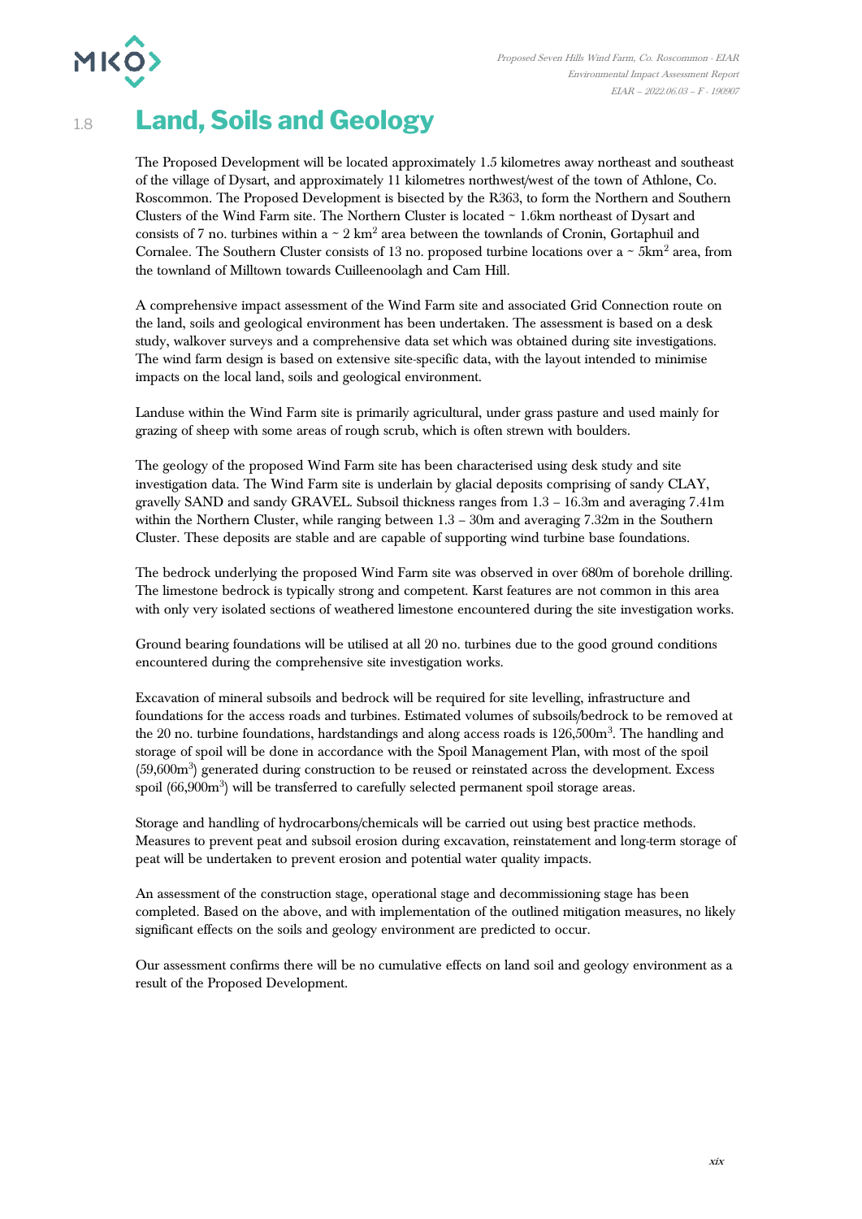## 1.8 Land, Soils and Geology

The Proposed Development will be located approximately 1.5 kilometres away northeast and southeast of the village of Dysart, and approximately 11 kilometres northwest/west of the town of Athlone, Co. Roscommon. The Proposed Development is bisected by the R363, to form the Northern and Southern Clusters of the Wind Farm site. The Northern Cluster is located ~ 1.6km northeast of Dysart and consists of 7 no. turbines within a ~ 2 km$^2$ area between the townlands of Cronin, Gortaphuil and Cornalee. The Southern Cluster consists of 13 no. proposed turbine locations over a ~ 5km$^2$ area, from the townland of Milltown towards Cuilleenoolagh and Cam Hill.

A comprehensive impact assessment of the Wind Farm site and associated Grid Connection route on the land, soils and geological environment has been undertaken. The assessment is based on a desk study, walkover surveys and a comprehensive data set which was obtained during site investigations. The wind farm design is based on extensive site-specific data, with the layout intended to minimise impacts on the local land, soils and geological environment.

Landuse within the Wind Farm site is primarily agricultural, under grass pasture and used mainly for grazing of sheep with some areas of rough scrub, which is often strewn with boulders.

The geology of the proposed Wind Farm site has been characterised using desk study and site investigation data. The Wind Farm site is underlain by glacial deposits comprising of sandy CLAY, gravelly SAND and sandy GRAVEL. Subsoil thickness ranges from 1.3 – 16.3m and averaging 7.41m within the Northern Cluster, while ranging between 1.3 – 30m and averaging 7.32m in the Southern Cluster. These deposits are stable and are capable of supporting wind turbine base foundations.

The bedrock underlying the proposed Wind Farm site was observed in over 680m of borehole drilling. The limestone bedrock is typically strong and competent. Karst features are not common in this area with only very isolated sections of weathered limestone encountered during the site investigation works.

Ground bearing foundations will be utilised at all 20 no. turbines due to the good ground conditions encountered during the comprehensive site investigation works.

Excavation of mineral subsoils and bedrock will be required for site levelling, infrastructure and foundations for the access roads and turbines. Estimated volumes of subsoils/bedrock to be removed at the 20 no. turbine foundations, hardstandings and along access roads is 126,500m$^3$. The handling and storage of spoil will be done in accordance with the Spoil Management Plan, with most of the spoil (59,600m$^3$) generated during construction to be reused or reinstated across the development. Excess spoil (66,900m$^3$) will be transferred to carefully selected permanent spoil storage areas.

Storage and handling of hydrocarbons/chemicals will be carried out using best practice methods. Measures to prevent peat and subsoil erosion during excavation, reinstatement and long-term storage of peat will be undertaken to prevent erosion and potential water quality impacts.

An assessment of the construction stage, operational stage and decommissioning stage has been completed. Based on the above, and with implementation of the outlined mitigation measures, no likely significant effects on the soils and geology environment are predicted to occur.

Our assessment confirms there will be no cumulative effects on land soil and geology environment as a result of the Proposed Development.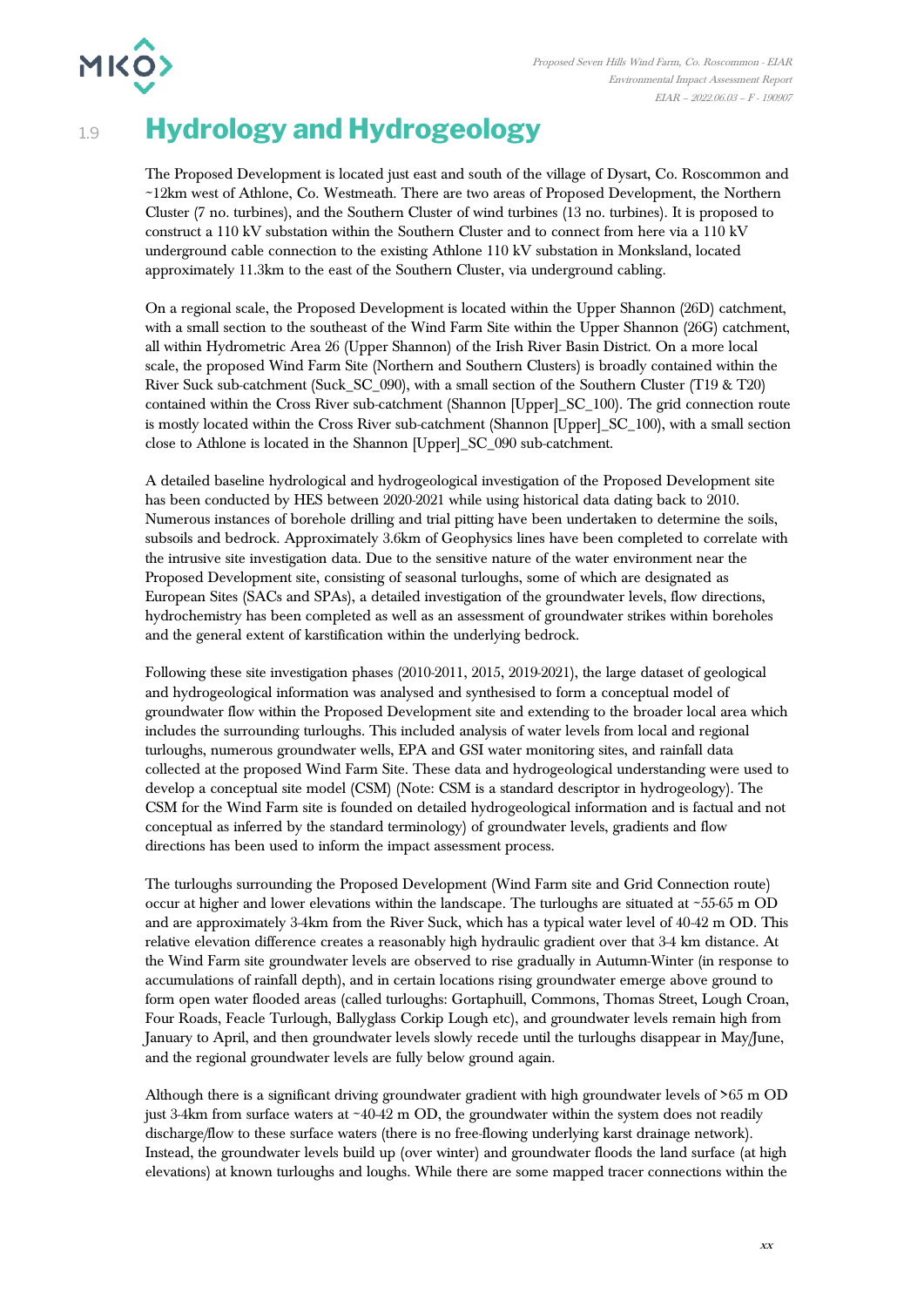## 1.9 Hydrology and Hydrogeology

The Proposed Development is located just east and south of the village of Dysart, Co. Roscommon and ~12km west of Athlone, Co. Westmeath. There are two areas of Proposed Development, the Northern Cluster (7 no. turbines), and the Southern Cluster of wind turbines (13 no. turbines). It is proposed to construct a 110 kV substation within the Southern Cluster and to connect from here via a 110 kV underground cable connection to the existing Athlone 110 kV substation in Monksland, located approximately 11.3km to the east of the Southern Cluster, via underground cabling.

On a regional scale, the Proposed Development is located within the Upper Shannon (26D) catchment, with a small section to the southeast of the Wind Farm Site within the Upper Shannon (26G) catchment, all within Hydrometric Area 26 (Upper Shannon) of the Irish River Basin District. On a more local scale, the proposed Wind Farm Site (Northern and Southern Clusters) is broadly contained within the River Suck sub-catchment (Suck_SC_090), with a small section of the Southern Cluster (T19 & T20) contained within the Cross River sub-catchment (Shannon [Upper]_SC_100). The grid connection route is mostly located within the Cross River sub-catchment (Shannon [Upper]_SC_100), with a small section close to Athlone is located in the Shannon [Upper]_SC_090 sub-catchment.

A detailed baseline hydrological and hydrogeological investigation of the Proposed Development site has been conducted by HES between 2020-2021 while using historical data dating back to 2010. Numerous instances of borehole drilling and trial pitting have been undertaken to determine the soils, subsoils and bedrock. Approximately 3.6km of Geophysics lines have been completed to correlate with the intrusive site investigation data. Due to the sensitive nature of the water environment near the Proposed Development site, consisting of seasonal turloughs, some of which are designated as European Sites (SACs and SPAs), a detailed investigation of the groundwater levels, flow directions, hydrochemistry has been completed as well as an assessment of groundwater strikes within boreholes and the general extent of karstification within the underlying bedrock.

Following these site investigation phases (2010-2011, 2015, 2019-2021), the large dataset of geological and hydrogeological information was analysed and synthesised to form a conceptual model of groundwater flow within the Proposed Development site and extending to the broader local area which includes the surrounding turloughs. This included analysis of water levels from local and regional turloughs, numerous groundwater wells, EPA and GSI water monitoring sites, and rainfall data collected at the proposed Wind Farm Site. These data and hydrogeological understanding were used to develop a conceptual site model (CSM) (Note: CSM is a standard descriptor in hydrogeology). The CSM for the Wind Farm site is founded on detailed hydrogeological information and is factual and not conceptual as inferred by the standard terminology) of groundwater levels, gradients and flow directions has been used to inform the impact assessment process.

The turloughs surrounding the Proposed Development (Wind Farm site and Grid Connection route) occur at higher and lower elevations within the landscape. The turloughs are situated at ~55-65 m OD and are approximately 3-4km from the River Suck, which has a typical water level of 40-42 m OD. This relative elevation difference creates a reasonably high hydraulic gradient over that 3-4 km distance. At the Wind Farm site groundwater levels are observed to rise gradually in Autumn-Winter (in response to accumulations of rainfall depth), and in certain locations rising groundwater emerge above ground to form open water flooded areas (called turloughs: Gortaphuill, Commons, Thomas Street, Lough Croan, Four Roads, Feacle Turlough, Ballyglass Corkip Lough etc), and groundwater levels remain high from January to April, and then groundwater levels slowly recede until the turloughs disappear in May/June, and the regional groundwater levels are fully below ground again.

Although there is a significant driving groundwater gradient with high groundwater levels of >65 m OD just 3-4km from surface waters at ~40-42 m OD, the groundwater within the system does not readily discharge/flow to these surface waters (there is no free-flowing underlying karst drainage network). Instead, the groundwater levels build up (over winter) and groundwater floods the land surface (at high elevations) at known turloughs and loughs. While there are some mapped tracer connections within the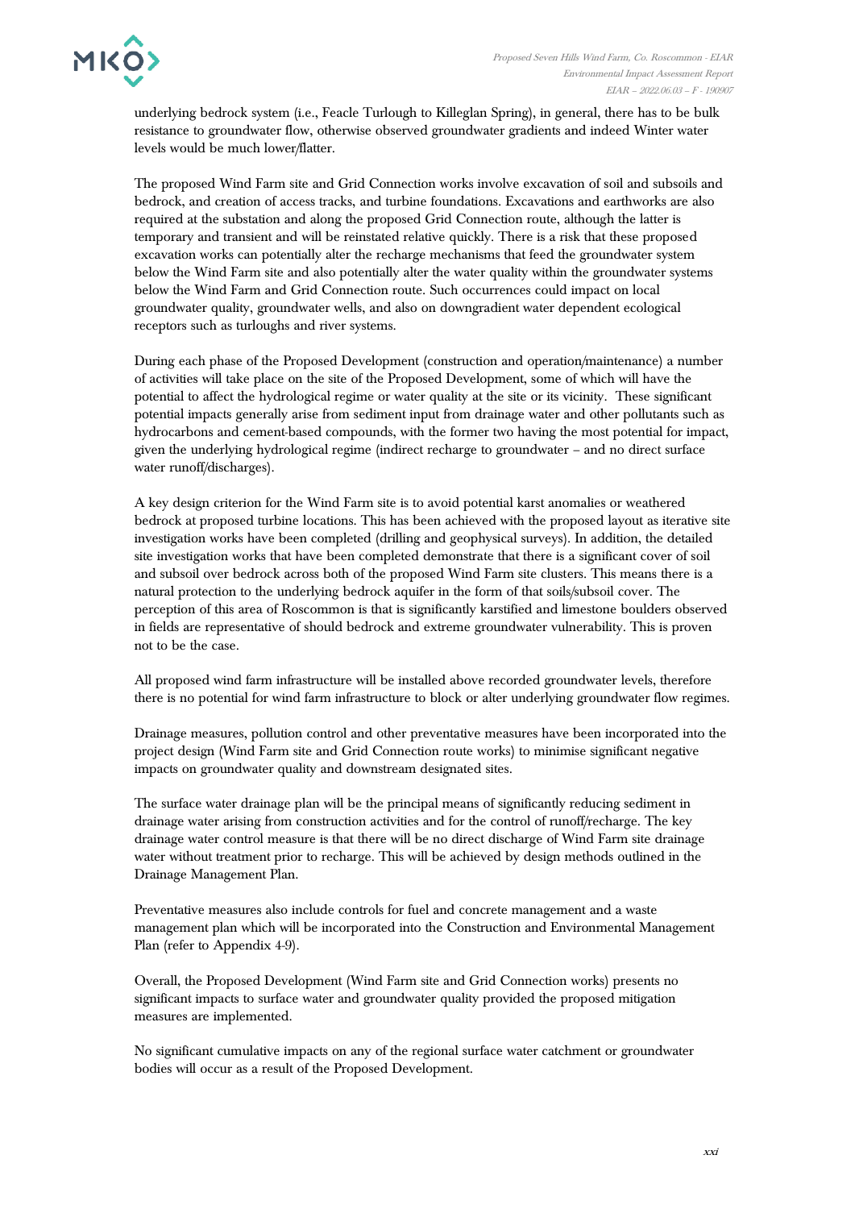underlying bedrock system (i.e., Feacle Turlough to Killeglan Spring), in general, there has to be bulk resistance to groundwater flow, otherwise observed groundwater gradients and indeed Winter water levels would be much lower/flatter.

The proposed Wind Farm site and Grid Connection works involve excavation of soil and subsoils and bedrock, and creation of access tracks, and turbine foundations. Excavations and earthworks are also required at the substation and along the proposed Grid Connection route, although the latter is temporary and transient and will be reinstated relative quickly. There is a risk that these proposed excavation works can potentially alter the recharge mechanisms that feed the groundwater system below the Wind Farm site and also potentially alter the water quality within the groundwater systems below the Wind Farm and Grid Connection route. Such occurrences could impact on local groundwater quality, groundwater wells, and also on downgradient water dependent ecological receptors such as turloughs and river systems.

During each phase of the Proposed Development (construction and operation/maintenance) a number of activities will take place on the site of the Proposed Development, some of which will have the potential to affect the hydrological regime or water quality at the site or its vicinity. These significant potential impacts generally arise from sediment input from drainage water and other pollutants such as hydrocarbons and cement-based compounds, with the former two having the most potential for impact, given the underlying hydrological regime (indirect recharge to groundwater – and no direct surface water runoff/discharges).

A key design criterion for the Wind Farm site is to avoid potential karst anomalies or weathered bedrock at proposed turbine locations. This has been achieved with the proposed layout as iterative site investigation works have been completed (drilling and geophysical surveys). In addition, the detailed site investigation works that have been completed demonstrate that there is a significant cover of soil and subsoil over bedrock across both of the proposed Wind Farm site clusters. This means there is a natural protection to the underlying bedrock aquifer in the form of that soils/subsoil cover. The perception of this area of Roscommon is that is significantly karstified and limestone boulders observed in fields are representative of should bedrock and extreme groundwater vulnerability. This is proven not to be the case.

All proposed wind farm infrastructure will be installed above recorded groundwater levels, therefore there is no potential for wind farm infrastructure to block or alter underlying groundwater flow regimes.

Drainage measures, pollution control and other preventative measures have been incorporated into the project design (Wind Farm site and Grid Connection route works) to minimise significant negative impacts on groundwater quality and downstream designated sites.

The surface water drainage plan will be the principal means of significantly reducing sediment in drainage water arising from construction activities and for the control of runoff/recharge. The key drainage water control measure is that there will be no direct discharge of Wind Farm site drainage water without treatment prior to recharge. This will be achieved by design methods outlined in the Drainage Management Plan.

Preventative measures also include controls for fuel and concrete management and a waste management plan which will be incorporated into the Construction and Environmental Management Plan (refer to Appendix 4-9).

Overall, the Proposed Development (Wind Farm site and Grid Connection works) presents no significant impacts to surface water and groundwater quality provided the proposed mitigation measures are implemented.

No significant cumulative impacts on any of the regional surface water catchment or groundwater bodies will occur as a result of the Proposed Development.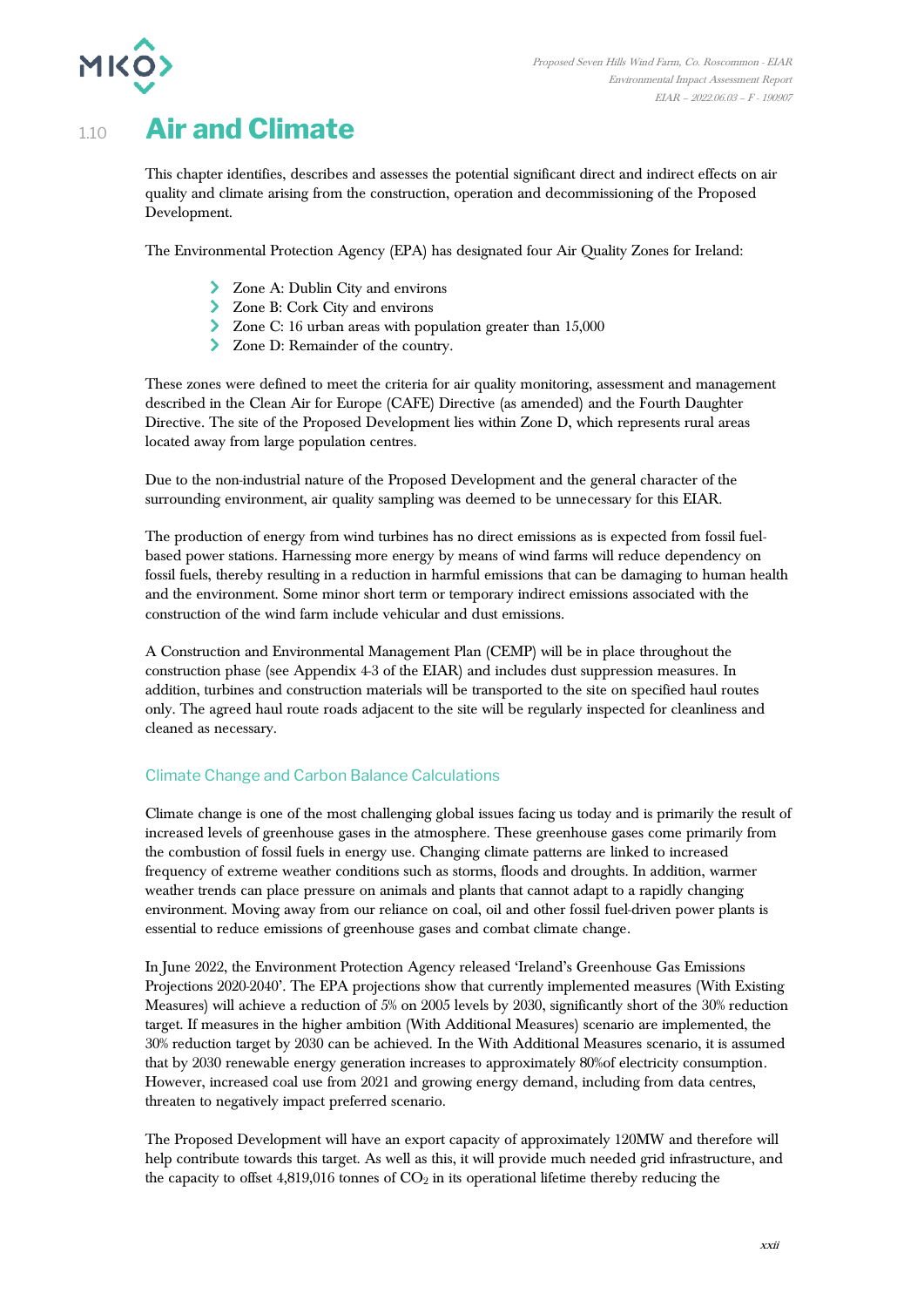## 1.10 Air and Climate

This chapter identifies, describes and assesses the potential significant direct and indirect effects on air quality and climate arising from the construction, operation and decommissioning of the Proposed Development.

The Environmental Protection Agency (EPA) has designated four Air Quality Zones for Ireland:

- Zone A: Dublin City and environs
- Zone B: Cork City and environs
- Zone C: 16 urban areas with population greater than 15,000
- Zone D: Remainder of the country.

These zones were defined to meet the criteria for air quality monitoring, assessment and management described in the Clean Air for Europe (CAFE) Directive (as amended) and the Fourth Daughter Directive. The site of the Proposed Development lies within Zone D, which represents rural areas located away from large population centres.

Due to the non-industrial nature of the Proposed Development and the general character of the surrounding environment, air quality sampling was deemed to be unnecessary for this EIAR.

The production of energy from wind turbines has no direct emissions as is expected from fossil fuel-based power stations. Harnessing more energy by means of wind farms will reduce dependency on fossil fuels, thereby resulting in a reduction in harmful emissions that can be damaging to human health and the environment. Some minor short term or temporary indirect emissions associated with the construction of the wind farm include vehicular and dust emissions.

A Construction and Environmental Management Plan (CEMP) will be in place throughout the construction phase (see Appendix 4-3 of the EIAR) and includes dust suppression measures. In addition, turbines and construction materials will be transported to the site on specified haul routes only. The agreed haul route roads adjacent to the site will be regularly inspected for cleanliness and cleaned as necessary.

### Climate Change and Carbon Balance Calculations

Climate change is one of the most challenging global issues facing us today and is primarily the result of increased levels of greenhouse gases in the atmosphere. These greenhouse gases come primarily from the combustion of fossil fuels in energy use. Changing climate patterns are linked to increased frequency of extreme weather conditions such as storms, floods and droughts. In addition, warmer weather trends can place pressure on animals and plants that cannot adapt to a rapidly changing environment. Moving away from our reliance on coal, oil and other fossil fuel-driven power plants is essential to reduce emissions of greenhouse gases and combat climate change.

In June 2022, the Environment Protection Agency released 'Ireland's Greenhouse Gas Emissions Projections 2020-2040'. The EPA projections show that currently implemented measures (With Existing Measures) will achieve a reduction of 5% on 2005 levels by 2030, significantly short of the 30% reduction target. If measures in the higher ambition (With Additional Measures) scenario are implemented, the 30% reduction target by 2030 can be achieved. In the With Additional Measures scenario, it is assumed that by 2030 renewable energy generation increases to approximately 80%of electricity consumption. However, increased coal use from 2021 and growing energy demand, including from data centres, threaten to negatively impact preferred scenario.

The Proposed Development will have an export capacity of approximately 120MW and therefore will help contribute towards this target. As well as this, it will provide much needed grid infrastructure, and the capacity to offset 4,819,016 tonnes of $CO_2$ in its operational lifetime thereby reducing the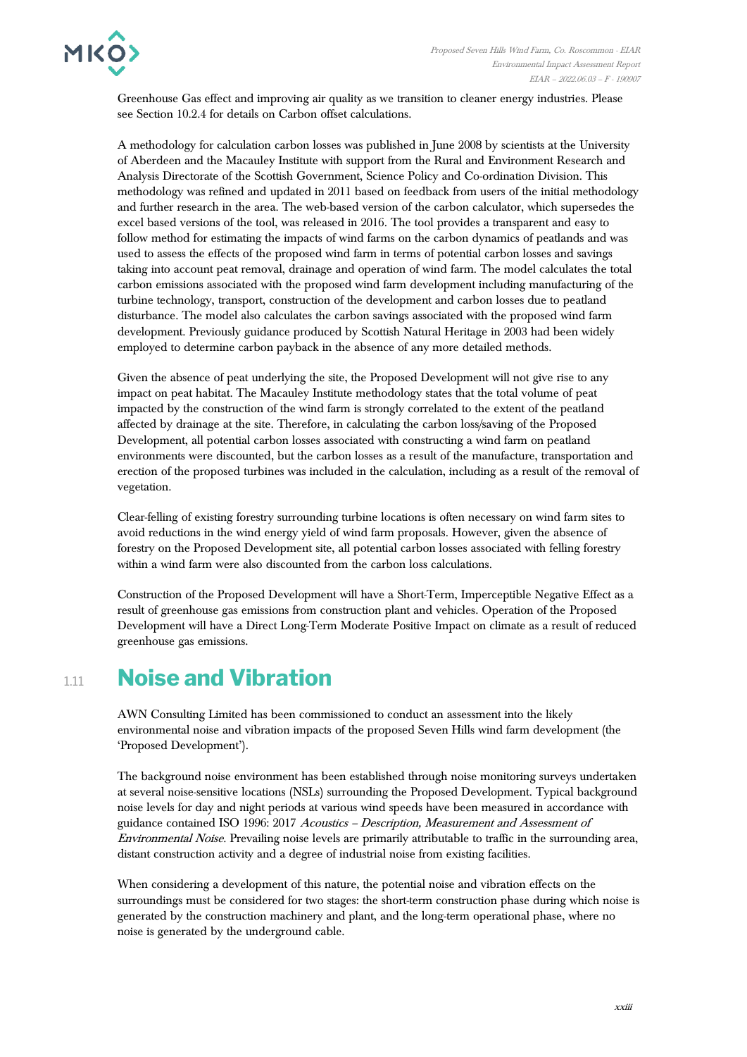Greenhouse Gas effect and improving air quality as we transition to cleaner energy industries. Please see Section 10.2.4 for details on Carbon offset calculations.

A methodology for calculation carbon losses was published in June 2008 by scientists at the University of Aberdeen and the Macauley Institute with support from the Rural and Environment Research and Analysis Directorate of the Scottish Government, Science Policy and Co-ordination Division. This methodology was refined and updated in 2011 based on feedback from users of the initial methodology and further research in the area. The web-based version of the carbon calculator, which supersedes the excel based versions of the tool, was released in 2016. The tool provides a transparent and easy to follow method for estimating the impacts of wind farms on the carbon dynamics of peatlands and was used to assess the effects of the proposed wind farm in terms of potential carbon losses and savings taking into account peat removal, drainage and operation of wind farm. The model calculates the total carbon emissions associated with the proposed wind farm development including manufacturing of the turbine technology, transport, construction of the development and carbon losses due to peatland disturbance. The model also calculates the carbon savings associated with the proposed wind farm development. Previously guidance produced by Scottish Natural Heritage in 2003 had been widely employed to determine carbon payback in the absence of any more detailed methods.

Given the absence of peat underlying the site, the Proposed Development will not give rise to any impact on peat habitat. The Macauley Institute methodology states that the total volume of peat impacted by the construction of the wind farm is strongly correlated to the extent of the peatland affected by drainage at the site. Therefore, in calculating the carbon loss/saving of the Proposed Development, all potential carbon losses associated with constructing a wind farm on peatland environments were discounted, but the carbon losses as a result of the manufacture, transportation and erection of the proposed turbines was included in the calculation, including as a result of the removal of vegetation.

Clear-felling of existing forestry surrounding turbine locations is often necessary on wind farm sites to avoid reductions in the wind energy yield of wind farm proposals. However, given the absence of forestry on the Proposed Development site, all potential carbon losses associated with felling forestry within a wind farm were also discounted from the carbon loss calculations.

Construction of the Proposed Development will have a Short-Term, Imperceptible Negative Effect as a result of greenhouse gas emissions from construction plant and vehicles. Operation of the Proposed Development will have a Direct Long-Term Moderate Positive Impact on climate as a result of reduced greenhouse gas emissions.

## 1.11 Noise and Vibration

AWN Consulting Limited has been commissioned to conduct an assessment into the likely environmental noise and vibration impacts of the proposed Seven Hills wind farm development (the 'Proposed Development').

The background noise environment has been established through noise monitoring surveys undertaken at several noise-sensitive locations (NSLs) surrounding the Proposed Development. Typical background noise levels for day and night periods at various wind speeds have been measured in accordance with guidance contained ISO 1996: 2017 *Acoustics – Description, Measurement and Assessment of Environmental Noise*. Prevailing noise levels are primarily attributable to traffic in the surrounding area, distant construction activity and a degree of industrial noise from existing facilities.

When considering a development of this nature, the potential noise and vibration effects on the surroundings must be considered for two stages: the short-term construction phase during which noise is generated by the construction machinery and plant, and the long-term operational phase, where no noise is generated by the underground cable.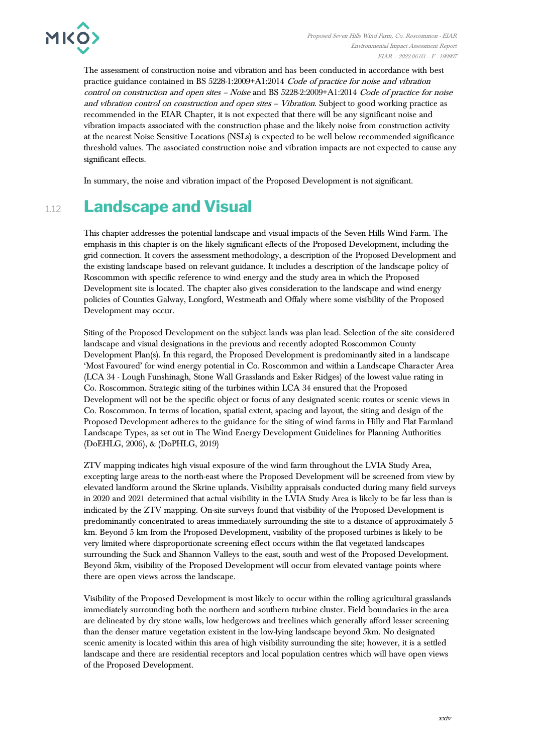The assessment of construction noise and vibration and has been conducted in accordance with best practice guidance contained in BS 5228-1:2009+A1:2014 *Code of practice for noise and vibration control on construction and open sites – Noise* and BS 5228-2:2009+A1:2014 *Code of practice for noise and vibration control on construction and open sites – Vibration*. Subject to good working practice as recommended in the EIAR Chapter, it is not expected that there will be any significant noise and vibration impacts associated with the construction phase and the likely noise from construction activity at the nearest Noise Sensitive Locations (NSLs) is expected to be well below recommended significance threshold values. The associated construction noise and vibration impacts are not expected to cause any significant effects.

In summary, the noise and vibration impact of the Proposed Development is not significant.

## 1.12 Landscape and Visual

This chapter addresses the potential landscape and visual impacts of the Seven Hills Wind Farm. The emphasis in this chapter is on the likely significant effects of the Proposed Development, including the grid connection. It covers the assessment methodology, a description of the Proposed Development and the existing landscape based on relevant guidance. It includes a description of the landscape policy of Roscommon with specific reference to wind energy and the study area in which the Proposed Development site is located. The chapter also gives consideration to the landscape and wind energy policies of Counties Galway, Longford, Westmeath and Offaly where some visibility of the Proposed Development may occur.

Siting of the Proposed Development on the subject lands was plan lead. Selection of the site considered landscape and visual designations in the previous and recently adopted Roscommon County Development Plan(s). In this regard, the Proposed Development is predominantly sited in a landscape 'Most Favoured' for wind energy potential in Co. Roscommon and within a Landscape Character Area (LCA 34 - Lough Funshinagh, Stone Wall Grasslands and Esker Ridges) of the lowest value rating in Co. Roscommon. Strategic siting of the turbines within LCA 34 ensured that the Proposed Development will not be the specific object or focus of any designated scenic routes or scenic views in Co. Roscommon. In terms of location, spatial extent, spacing and layout, the siting and design of the Proposed Development adheres to the guidance for the siting of wind farms in Hilly and Flat Farmland Landscape Types, as set out in The Wind Energy Development Guidelines for Planning Authorities (DoEHLG, 2006), & (DoPHLG, 2019)

ZTV mapping indicates high visual exposure of the wind farm throughout the LVIA Study Area, excepting large areas to the north-east where the Proposed Development will be screened from view by elevated landform around the Skrine uplands. Visibility appraisals conducted during many field surveys in 2020 and 2021 determined that actual visibility in the LVIA Study Area is likely to be far less than is indicated by the ZTV mapping. On-site surveys found that visibility of the Proposed Development is predominantly concentrated to areas immediately surrounding the site to a distance of approximately 5 km. Beyond 5 km from the Proposed Development, visibility of the proposed turbines is likely to be very limited where disproportionate screening effect occurs within the flat vegetated landscapes surrounding the Suck and Shannon Valleys to the east, south and west of the Proposed Development. Beyond 5km, visibility of the Proposed Development will occur from elevated vantage points where there are open views across the landscape.

Visibility of the Proposed Development is most likely to occur within the rolling agricultural grasslands immediately surrounding both the northern and southern turbine cluster. Field boundaries in the area are delineated by dry stone walls, low hedgerows and treelines which generally afford lesser screening than the denser mature vegetation existent in the low-lying landscape beyond 5km. No designated scenic amenity is located within this area of high visibility surrounding the site; however, it is a settled landscape and there are residential receptors and local population centres which will have open views of the Proposed Development.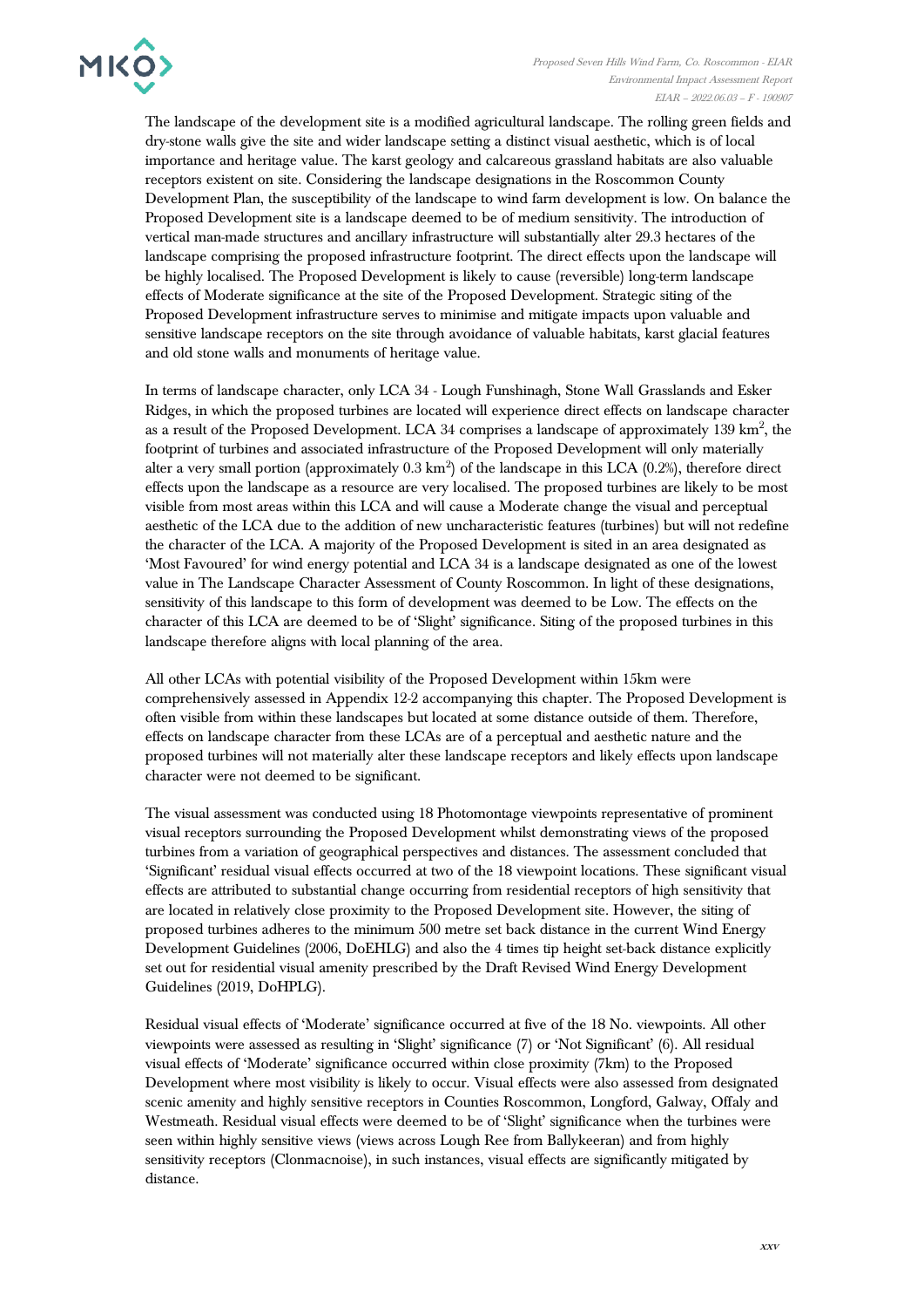The landscape of the development site is a modified agricultural landscape. The rolling green fields and dry-stone walls give the site and wider landscape setting a distinct visual aesthetic, which is of local importance and heritage value. The karst geology and calcareous grassland habitats are also valuable receptors existent on site. Considering the landscape designations in the Roscommon County Development Plan, the susceptibility of the landscape to wind farm development is low. On balance the Proposed Development site is a landscape deemed to be of medium sensitivity. The introduction of vertical man-made structures and ancillary infrastructure will substantially alter 29.3 hectares of the landscape comprising the proposed infrastructure footprint. The direct effects upon the landscape will be highly localised. The Proposed Development is likely to cause (reversible) long-term landscape effects of Moderate significance at the site of the Proposed Development. Strategic siting of the Proposed Development infrastructure serves to minimise and mitigate impacts upon valuable and sensitive landscape receptors on the site through avoidance of valuable habitats, karst glacial features and old stone walls and monuments of heritage value.

In terms of landscape character, only LCA 34 - Lough Funshinagh, Stone Wall Grasslands and Esker Ridges, in which the proposed turbines are located will experience direct effects on landscape character as a result of the Proposed Development. LCA 34 comprises a landscape of approximately 139 $km^2$, the footprint of turbines and associated infrastructure of the Proposed Development will only materially alter a very small portion (approximately 0.3 $km^2$) of the landscape in this LCA (0.2%), therefore direct effects upon the landscape as a resource are very localised. The proposed turbines are likely to be most visible from most areas within this LCA and will cause a Moderate change the visual and perceptual aesthetic of the LCA due to the addition of new uncharacteristic features (turbines) but will not redefine the character of the LCA. A majority of the Proposed Development is sited in an area designated as 'Most Favoured' for wind energy potential and LCA 34 is a landscape designated as one of the lowest value in The Landscape Character Assessment of County Roscommon. In light of these designations, sensitivity of this landscape to this form of development was deemed to be Low. The effects on the character of this LCA are deemed to be of 'Slight' significance. Siting of the proposed turbines in this landscape therefore aligns with local planning of the area.

All other LCAs with potential visibility of the Proposed Development within 15km were comprehensively assessed in Appendix 12-2 accompanying this chapter. The Proposed Development is often visible from within these landscapes but located at some distance outside of them. Therefore, effects on landscape character from these LCAs are of a perceptual and aesthetic nature and the proposed turbines will not materially alter these landscape receptors and likely effects upon landscape character were not deemed to be significant.

The visual assessment was conducted using 18 Photomontage viewpoints representative of prominent visual receptors surrounding the Proposed Development whilst demonstrating views of the proposed turbines from a variation of geographical perspectives and distances. The assessment concluded that 'Significant' residual visual effects occurred at two of the 18 viewpoint locations. These significant visual effects are attributed to substantial change occurring from residential receptors of high sensitivity that are located in relatively close proximity to the Proposed Development site. However, the siting of proposed turbines adheres to the minimum 500 metre set back distance in the current Wind Energy Development Guidelines (2006, DoEHLG) and also the 4 times tip height set-back distance explicitly set out for residential visual amenity prescribed by the Draft Revised Wind Energy Development Guidelines (2019, DoHPLG).

Residual visual effects of 'Moderate' significance occurred at five of the 18 No. viewpoints. All other viewpoints were assessed as resulting in 'Slight' significance (7) or 'Not Significant' (6). All residual visual effects of 'Moderate' significance occurred within close proximity (7km) to the Proposed Development where most visibility is likely to occur. Visual effects were also assessed from designated scenic amenity and highly sensitive receptors in Counties Roscommon, Longford, Galway, Offaly and Westmeath. Residual visual effects were deemed to be of 'Slight' significance when the turbines were seen within highly sensitive views (views across Lough Ree from Ballykeeran) and from highly sensitivity receptors (Clonmacnoise), in such instances, visual effects are significantly mitigated by distance.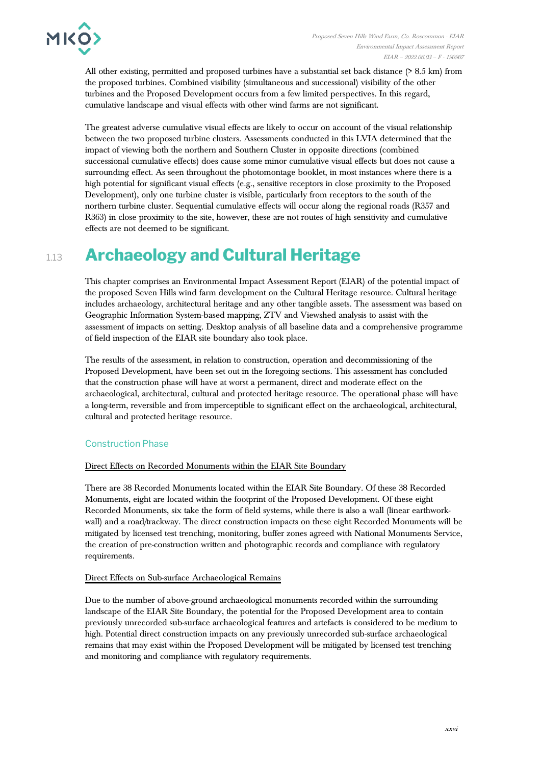All other existing, permitted and proposed turbines have a substantial set back distance (> 8.5 km) from the proposed turbines. Combined visibility (simultaneous and successional) visibility of the other turbines and the Proposed Development occurs from a few limited perspectives. In this regard, cumulative landscape and visual effects with other wind farms are not significant.

The greatest adverse cumulative visual effects are likely to occur on account of the visual relationship between the two proposed turbine clusters. Assessments conducted in this LVIA determined that the impact of viewing both the northern and Southern Cluster in opposite directions (combined successional cumulative effects) does cause some minor cumulative visual effects but does not cause a surrounding effect. As seen throughout the photomontage booklet, in most instances where there is a high potential for significant visual effects (e.g., sensitive receptors in close proximity to the Proposed Development), only one turbine cluster is visible, particularly from receptors to the south of the northern turbine cluster. Sequential cumulative effects will occur along the regional roads (R357 and R363) in close proximity to the site, however, these are not routes of high sensitivity and cumulative effects are not deemed to be significant.

# 1.13 Archaeology and Cultural Heritage

This chapter comprises an Environmental Impact Assessment Report (EIAR) of the potential impact of the proposed Seven Hills wind farm development on the Cultural Heritage resource. Cultural heritage includes archaeology, architectural heritage and any other tangible assets. The assessment was based on Geographic Information System-based mapping, ZTV and Viewshed analysis to assist with the assessment of impacts on setting. Desktop analysis of all baseline data and a comprehensive programme of field inspection of the EIAR site boundary also took place.

The results of the assessment, in relation to construction, operation and decommissioning of the Proposed Development, have been set out in the foregoing sections. This assessment has concluded that the construction phase will have at worst a permanent, direct and moderate effect on the archaeological, architectural, cultural and protected heritage resource. The operational phase will have a long-term, reversible and from imperceptible to significant effect on the archaeological, architectural, cultural and protected heritage resource.

## Construction Phase

Direct Effects on Recorded Monuments within the EIAR Site Boundary

There are 38 Recorded Monuments located within the EIAR Site Boundary. Of these 38 Recorded Monuments, eight are located within the footprint of the Proposed Development. Of these eight Recorded Monuments, six take the form of field systems, while there is also a wall (linear earthwork-wall) and a road/trackway. The direct construction impacts on these eight Recorded Monuments will be mitigated by licensed test trenching, monitoring, buffer zones agreed with National Monuments Service, the creation of pre-construction written and photographic records and compliance with regulatory requirements.

Direct Effects on Sub-surface Archaeological Remains

Due to the number of above-ground archaeological monuments recorded within the surrounding landscape of the EIAR Site Boundary, the potential for the Proposed Development area to contain previously unrecorded sub-surface archaeological features and artefacts is considered to be medium to high. Potential direct construction impacts on any previously unrecorded sub-surface archaeological remains that may exist within the Proposed Development will be mitigated by licensed test trenching and monitoring and compliance with regulatory requirements.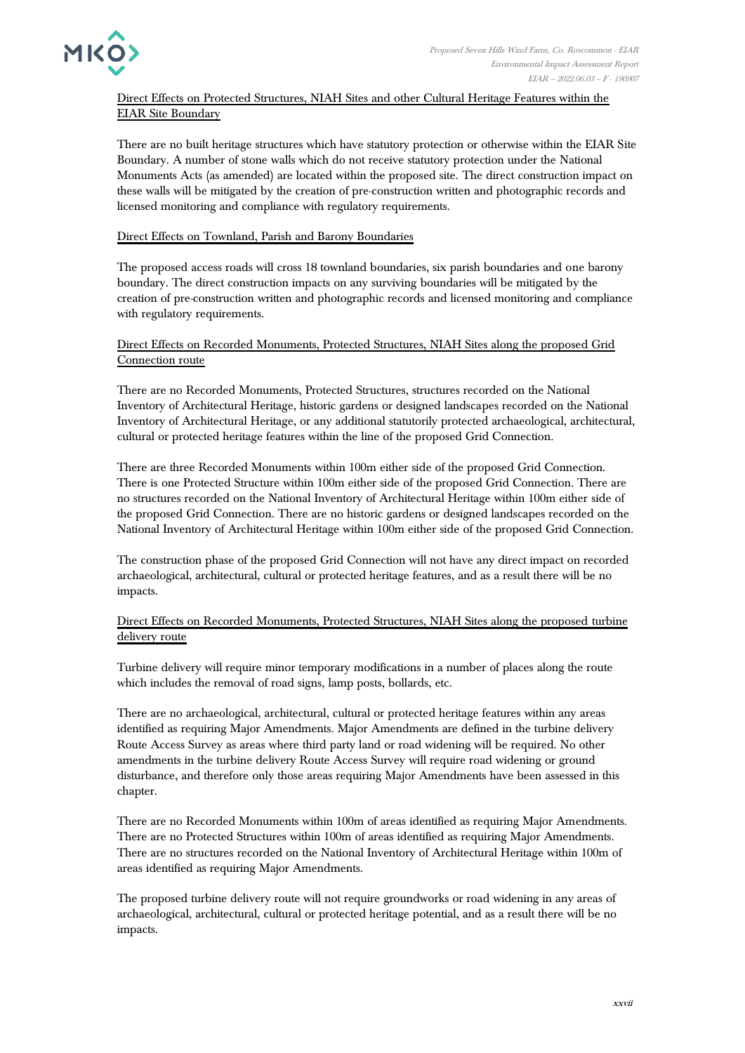Direct Effects on Protected Structures, NIAH Sites and other Cultural Heritage Features within the EIAR Site Boundary

There are no built heritage structures which have statutory protection or otherwise within the EIAR Site Boundary. A number of stone walls which do not receive statutory protection under the National Monuments Acts (as amended) are located within the proposed site. The direct construction impact on these walls will be mitigated by the creation of pre-construction written and photographic records and licensed monitoring and compliance with regulatory requirements.

Direct Effects on Townland, Parish and Barony Boundaries

The proposed access roads will cross 18 townland boundaries, six parish boundaries and one barony boundary. The direct construction impacts on any surviving boundaries will be mitigated by the creation of pre-construction written and photographic records and licensed monitoring and compliance with regulatory requirements.

Direct Effects on Recorded Monuments, Protected Structures, NIAH Sites along the proposed Grid Connection route

There are no Recorded Monuments, Protected Structures, structures recorded on the National Inventory of Architectural Heritage, historic gardens or designed landscapes recorded on the National Inventory of Architectural Heritage, or any additional statutorily protected archaeological, architectural, cultural or protected heritage features within the line of the proposed Grid Connection.

There are three Recorded Monuments within 100m either side of the proposed Grid Connection. There is one Protected Structure within 100m either side of the proposed Grid Connection. There are no structures recorded on the National Inventory of Architectural Heritage within 100m either side of the proposed Grid Connection. There are no historic gardens or designed landscapes recorded on the National Inventory of Architectural Heritage within 100m either side of the proposed Grid Connection.

The construction phase of the proposed Grid Connection will not have any direct impact on recorded archaeological, architectural, cultural or protected heritage features, and as a result there will be no impacts.

Direct Effects on Recorded Monuments, Protected Structures, NIAH Sites along the proposed turbine delivery route

Turbine delivery will require minor temporary modifications in a number of places along the route which includes the removal of road signs, lamp posts, bollards, etc.

There are no archaeological, architectural, cultural or protected heritage features within any areas identified as requiring Major Amendments. Major Amendments are defined in the turbine delivery Route Access Survey as areas where third party land or road widening will be required. No other amendments in the turbine delivery Route Access Survey will require road widening or ground disturbance, and therefore only those areas requiring Major Amendments have been assessed in this chapter.

There are no Recorded Monuments within 100m of areas identified as requiring Major Amendments. There are no Protected Structures within 100m of areas identified as requiring Major Amendments. There are no structures recorded on the National Inventory of Architectural Heritage within 100m of areas identified as requiring Major Amendments.

The proposed turbine delivery route will not require groundworks or road widening in any areas of archaeological, architectural, cultural or protected heritage potential, and as a result there will be no impacts.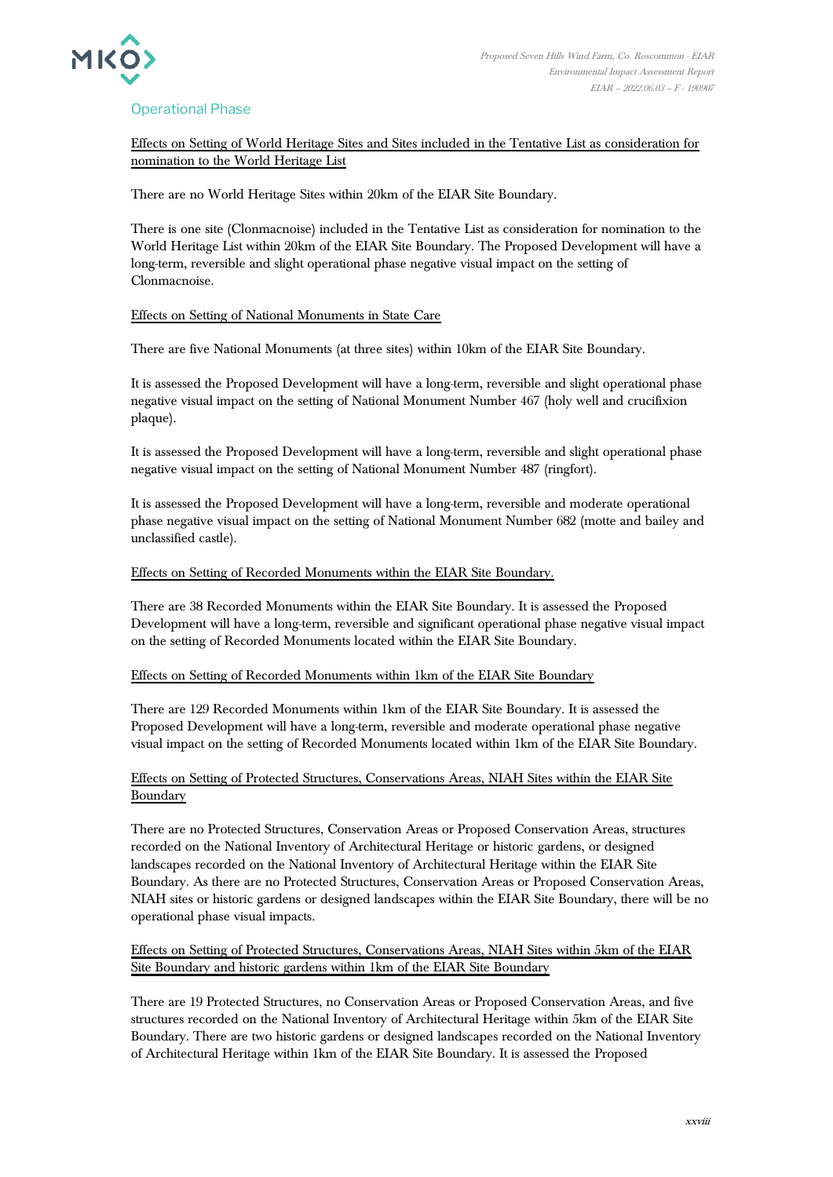## Operational Phase

Effects on Setting of World Heritage Sites and Sites included in the Tentative List as consideration for nomination to the World Heritage List

There are no World Heritage Sites within 20km of the EIAR Site Boundary.

There is one site (Clonmacnoise) included in the Tentative List as consideration for nomination to the World Heritage List within 20km of the EIAR Site Boundary. The Proposed Development will have a long-term, reversible and slight operational phase negative visual impact on the setting of Clonmacnoise.

Effects on Setting of National Monuments in State Care

There are five National Monuments (at three sites) within 10km of the EIAR Site Boundary.

It is assessed the Proposed Development will have a long-term, reversible and slight operational phase negative visual impact on the setting of National Monument Number 467 (holy well and crucifixion plaque).

It is assessed the Proposed Development will have a long-term, reversible and slight operational phase negative visual impact on the setting of National Monument Number 487 (ringfort).

It is assessed the Proposed Development will have a long-term, reversible and moderate operational phase negative visual impact on the setting of National Monument Number 682 (motte and bailey and unclassified castle).

Effects on Setting of Recorded Monuments within the EIAR Site Boundary.

There are 38 Recorded Monuments within the EIAR Site Boundary. It is assessed the Proposed Development will have a long-term, reversible and significant operational phase negative visual impact on the setting of Recorded Monuments located within the EIAR Site Boundary.

Effects on Setting of Recorded Monuments within 1km of the EIAR Site Boundary

There are 129 Recorded Monuments within 1km of the EIAR Site Boundary. It is assessed the Proposed Development will have a long-term, reversible and moderate operational phase negative visual impact on the setting of Recorded Monuments located within 1km of the EIAR Site Boundary.

Effects on Setting of Protected Structures, Conservations Areas, NIAH Sites within the EIAR Site Boundary

There are no Protected Structures, Conservation Areas or Proposed Conservation Areas, structures recorded on the National Inventory of Architectural Heritage or historic gardens, or designed landscapes recorded on the National Inventory of Architectural Heritage within the EIAR Site Boundary. As there are no Protected Structures, Conservation Areas or Proposed Conservation Areas, NIAH sites or historic gardens or designed landscapes within the EIAR Site Boundary, there will be no operational phase visual impacts.

Effects on Setting of Protected Structures, Conservations Areas, NIAH Sites within 5km of the EIAR Site Boundary and historic gardens within 1km of the EIAR Site Boundary

There are 19 Protected Structures, no Conservation Areas or Proposed Conservation Areas, and five structures recorded on the National Inventory of Architectural Heritage within 5km of the EIAR Site Boundary. There are two historic gardens or designed landscapes recorded on the National Inventory of Architectural Heritage within 1km of the EIAR Site Boundary. It is assessed the Proposed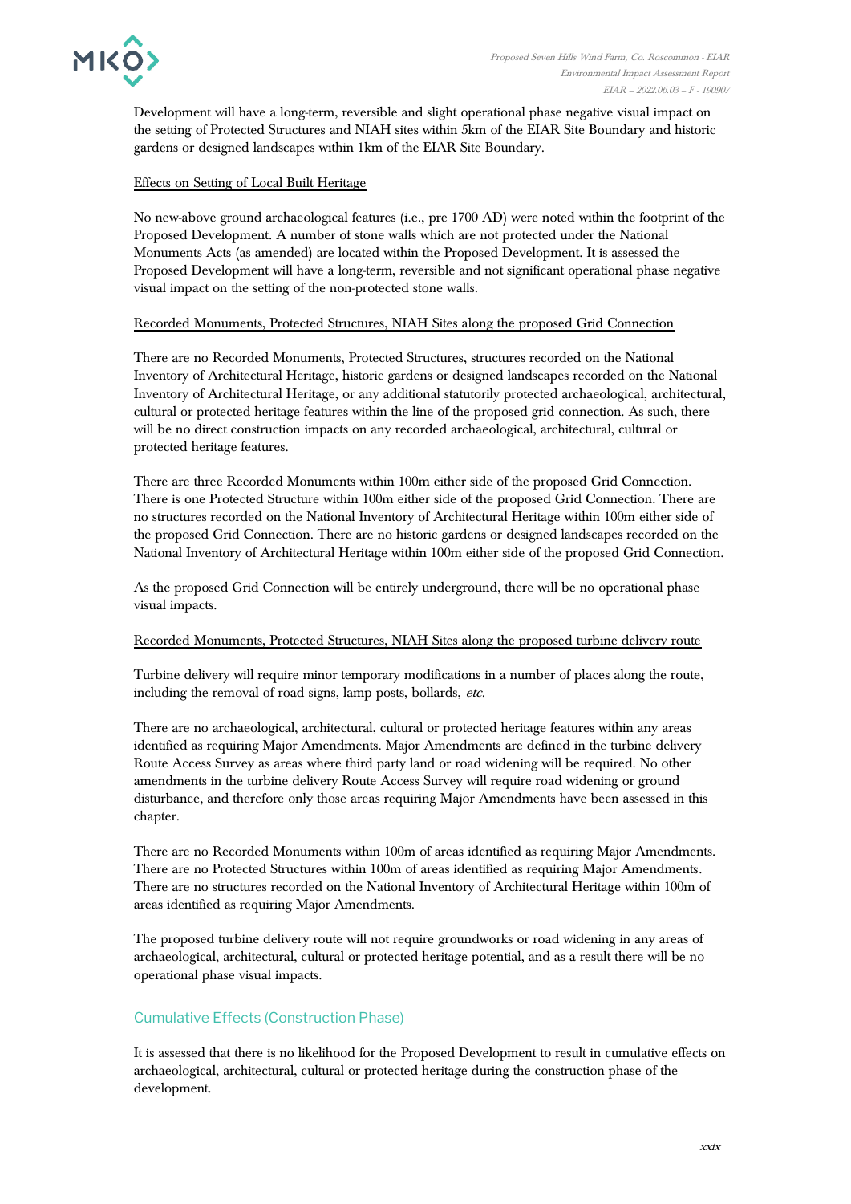Development will have a long-term, reversible and slight operational phase negative visual impact on the setting of Protected Structures and NIAH sites within 5km of the EIAR Site Boundary and historic gardens or designed landscapes within 1km of the EIAR Site Boundary.

Effects on Setting of Local Built Heritage

No new-above ground archaeological features (i.e., pre 1700 AD) were noted within the footprint of the Proposed Development. A number of stone walls which are not protected under the National Monuments Acts (as amended) are located within the Proposed Development. It is assessed the Proposed Development will have a long-term, reversible and not significant operational phase negative visual impact on the setting of the non-protected stone walls.

Recorded Monuments, Protected Structures, NIAH Sites along the proposed Grid Connection

There are no Recorded Monuments, Protected Structures, structures recorded on the National Inventory of Architectural Heritage, historic gardens or designed landscapes recorded on the National Inventory of Architectural Heritage, or any additional statutorily protected archaeological, architectural, cultural or protected heritage features within the line of the proposed grid connection. As such, there will be no direct construction impacts on any recorded archaeological, architectural, cultural or protected heritage features.

There are three Recorded Monuments within 100m either side of the proposed Grid Connection. There is one Protected Structure within 100m either side of the proposed Grid Connection. There are no structures recorded on the National Inventory of Architectural Heritage within 100m either side of the proposed Grid Connection. There are no historic gardens or designed landscapes recorded on the National Inventory of Architectural Heritage within 100m either side of the proposed Grid Connection.

As the proposed Grid Connection will be entirely underground, there will be no operational phase visual impacts.

Recorded Monuments, Protected Structures, NIAH Sites along the proposed turbine delivery route

Turbine delivery will require minor temporary modifications in a number of places along the route, including the removal of road signs, lamp posts, bollards, *etc*.

There are no archaeological, architectural, cultural or protected heritage features within any areas identified as requiring Major Amendments. Major Amendments are defined in the turbine delivery Route Access Survey as areas where third party land or road widening will be required. No other amendments in the turbine delivery Route Access Survey will require road widening or ground disturbance, and therefore only those areas requiring Major Amendments have been assessed in this chapter.

There are no Recorded Monuments within 100m of areas identified as requiring Major Amendments. There are no Protected Structures within 100m of areas identified as requiring Major Amendments. There are no structures recorded on the National Inventory of Architectural Heritage within 100m of areas identified as requiring Major Amendments.

The proposed turbine delivery route will not require groundworks or road widening in any areas of archaeological, architectural, cultural or protected heritage potential, and as a result there will be no operational phase visual impacts.

### Cumulative Effects (Construction Phase)

It is assessed that there is no likelihood for the Proposed Development to result in cumulative effects on archaeological, architectural, cultural or protected heritage during the construction phase of the development.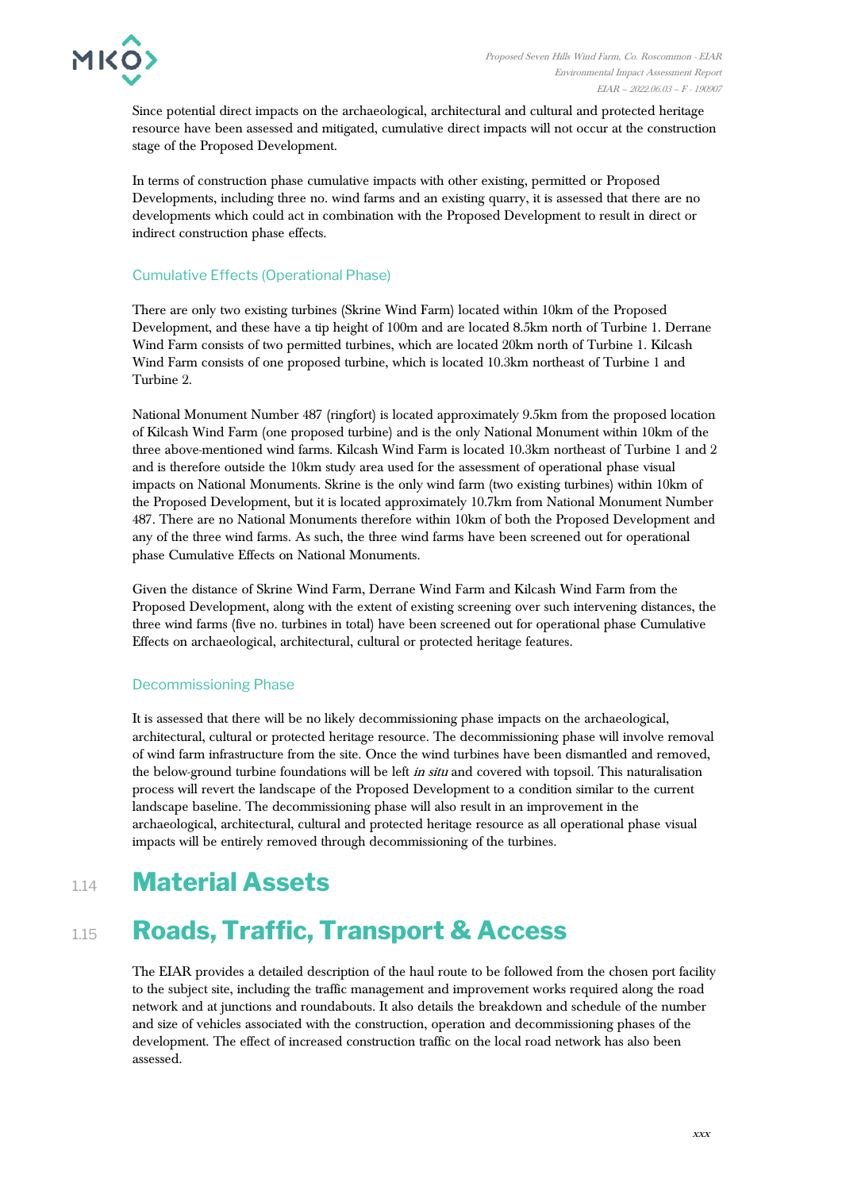Since potential direct impacts on the archaeological, architectural and cultural and protected heritage resource have been assessed and mitigated, cumulative direct impacts will not occur at the construction stage of the Proposed Development.

In terms of construction phase cumulative impacts with other existing, permitted or Proposed Developments, including three no. wind farms and an existing quarry, it is assessed that there are no developments which could act in combination with the Proposed Development to result in direct or indirect construction phase effects.

### Cumulative Effects (Operational Phase)

There are only two existing turbines (Skrine Wind Farm) located within 10km of the Proposed Development, and these have a tip height of 100m and are located 8.5km north of Turbine 1. Derrane Wind Farm consists of two permitted turbines, which are located 20km north of Turbine 1. Kilcash Wind Farm consists of one proposed turbine, which is located 10.3km northeast of Turbine 1 and Turbine 2.

National Monument Number 487 (ringfort) is located approximately 9.5km from the proposed location of Kilcash Wind Farm (one proposed turbine) and is the only National Monument within 10km of the three above-mentioned wind farms. Kilcash Wind Farm is located 10.3km northeast of Turbine 1 and 2 and is therefore outside the 10km study area used for the assessment of operational phase visual impacts on National Monuments. Skrine is the only wind farm (two existing turbines) within 10km of the Proposed Development, but it is located approximately 10.7km from National Monument Number 487. There are no National Monuments therefore within 10km of both the Proposed Development and any of the three wind farms. As such, the three wind farms have been screened out for operational phase Cumulative Effects on National Monuments.

Given the distance of Skrine Wind Farm, Derrane Wind Farm and Kilcash Wind Farm from the Proposed Development, along with the extent of existing screening over such intervening distances, the three wind farms (five no. turbines in total) have been screened out for operational phase Cumulative Effects on archaeological, architectural, cultural or protected heritage features.

### Decommissioning Phase

It is assessed that there will be no likely decommissioning phase impacts on the archaeological, architectural, cultural or protected heritage resource. The decommissioning phase will involve removal of wind farm infrastructure from the site. Once the wind turbines have been dismantled and removed, the below-ground turbine foundations will be left *in situ* and covered with topsoil. This naturalisation process will revert the landscape of the Proposed Development to a condition similar to the current landscape baseline. The decommissioning phase will also result in an improvement in the archaeological, architectural, cultural and protected heritage resource as all operational phase visual impacts will be entirely removed through decommissioning of the turbines.

## 1.14 Material Assets

## 1.15 Roads, Traffic, Transport & Access

The EIAR provides a detailed description of the haul route to be followed from the chosen port facility to the subject site, including the traffic management and improvement works required along the road network and at junctions and roundabouts. It also details the breakdown and schedule of the number and size of vehicles associated with the construction, operation and decommissioning phases of the development. The effect of increased construction traffic on the local road network has also been assessed.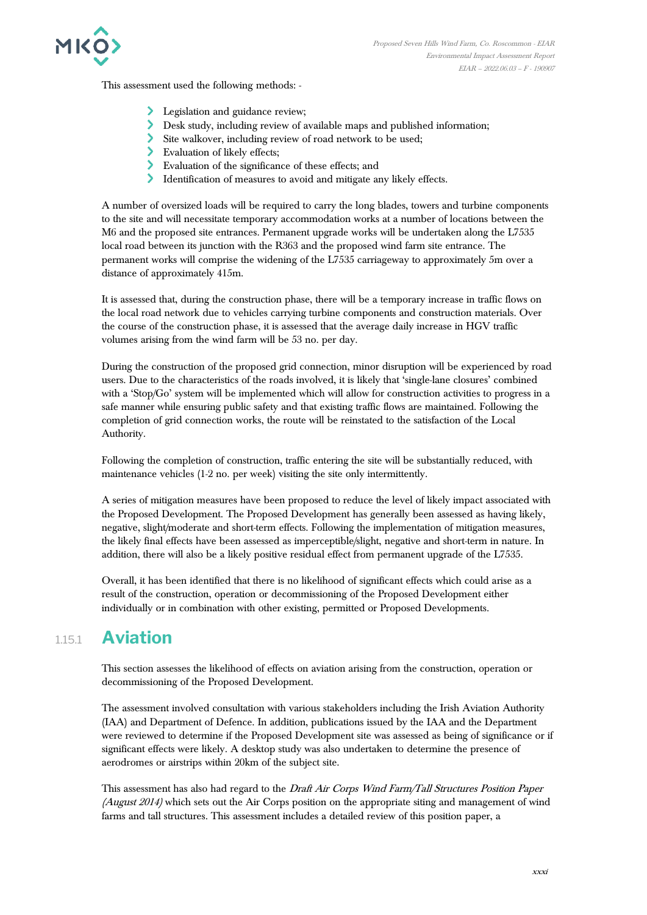This assessment used the following methods: -

- Legislation and guidance review;
- Desk study, including review of available maps and published information;
- Site walkover, including review of road network to be used;
- Evaluation of likely effects;
- Evaluation of the significance of these effects; and
- Identification of measures to avoid and mitigate any likely effects.

A number of oversized loads will be required to carry the long blades, towers and turbine components to the site and will necessitate temporary accommodation works at a number of locations between the M6 and the proposed site entrances. Permanent upgrade works will be undertaken along the L7535 local road between its junction with the R363 and the proposed wind farm site entrance. The permanent works will comprise the widening of the L7535 carriageway to approximately 5m over a distance of approximately 415m.

It is assessed that, during the construction phase, there will be a temporary increase in traffic flows on the local road network due to vehicles carrying turbine components and construction materials. Over the course of the construction phase, it is assessed that the average daily increase in HGV traffic volumes arising from the wind farm will be 53 no. per day.

During the construction of the proposed grid connection, minor disruption will be experienced by road users. Due to the characteristics of the roads involved, it is likely that 'single-lane closures' combined with a 'Stop/Go' system will be implemented which will allow for construction activities to progress in a safe manner while ensuring public safety and that existing traffic flows are maintained. Following the completion of grid connection works, the route will be reinstated to the satisfaction of the Local Authority.

Following the completion of construction, traffic entering the site will be substantially reduced, with maintenance vehicles (1-2 no. per week) visiting the site only intermittently.

A series of mitigation measures have been proposed to reduce the level of likely impact associated with the Proposed Development. The Proposed Development has generally been assessed as having likely, negative, slight/moderate and short-term effects. Following the implementation of mitigation measures, the likely final effects have been assessed as imperceptible/slight, negative and short-term in nature. In addition, there will also be a likely positive residual effect from permanent upgrade of the L7535.

Overall, it has been identified that there is no likelihood of significant effects which could arise as a result of the construction, operation or decommissioning of the Proposed Development either individually or in combination with other existing, permitted or Proposed Developments.

### 1.15.1 Aviation

This section assesses the likelihood of effects on aviation arising from the construction, operation or decommissioning of the Proposed Development.

The assessment involved consultation with various stakeholders including the Irish Aviation Authority (IAA) and Department of Defence. In addition, publications issued by the IAA and the Department were reviewed to determine if the Proposed Development site was assessed as being of significance or if significant effects were likely. A desktop study was also undertaken to determine the presence of aerodromes or airstrips within 20km of the subject site.

This assessment has also had regard to the *Draft Air Corps Wind Farm/Tall Structures Position Paper (August 2014)* which sets out the Air Corps position on the appropriate siting and management of wind farms and tall structures. This assessment includes a detailed review of this position paper, a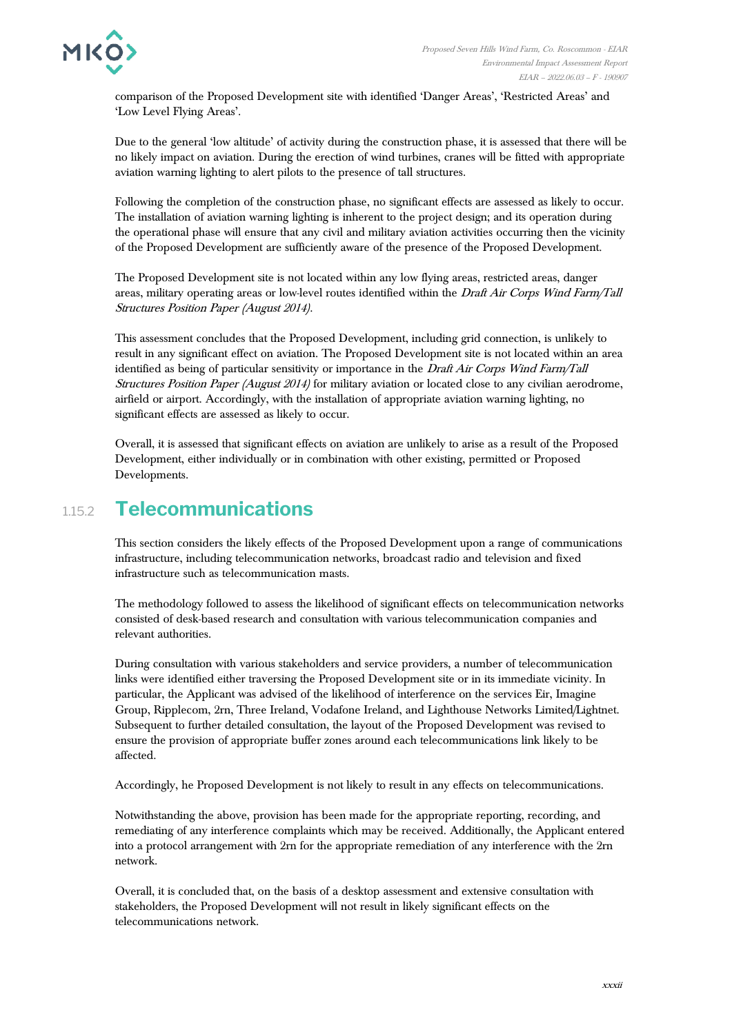comparison of the Proposed Development site with identified 'Danger Areas', 'Restricted Areas' and 'Low Level Flying Areas'.

Due to the general 'low altitude' of activity during the construction phase, it is assessed that there will be no likely impact on aviation. During the erection of wind turbines, cranes will be fitted with appropriate aviation warning lighting to alert pilots to the presence of tall structures.

Following the completion of the construction phase, no significant effects are assessed as likely to occur. The installation of aviation warning lighting is inherent to the project design; and its operation during the operational phase will ensure that any civil and military aviation activities occurring then the vicinity of the Proposed Development are sufficiently aware of the presence of the Proposed Development.

The Proposed Development site is not located within any low flying areas, restricted areas, danger areas, military operating areas or low-level routes identified within the *Draft Air Corps Wind Farm/Tall Structures Position Paper (August 2014)*.

This assessment concludes that the Proposed Development, including grid connection, is unlikely to result in any significant effect on aviation. The Proposed Development site is not located within an area identified as being of particular sensitivity or importance in the *Draft Air Corps Wind Farm/Tall Structures Position Paper (August 2014)* for military aviation or located close to any civilian aerodrome, airfield or airport. Accordingly, with the installation of appropriate aviation warning lighting, no significant effects are assessed as likely to occur.

Overall, it is assessed that significant effects on aviation are unlikely to arise as a result of the Proposed Development, either individually or in combination with other existing, permitted or Proposed Developments.

## 1.15.2 Telecommunications

This section considers the likely effects of the Proposed Development upon a range of communications infrastructure, including telecommunication networks, broadcast radio and television and fixed infrastructure such as telecommunication masts.

The methodology followed to assess the likelihood of significant effects on telecommunication networks consisted of desk-based research and consultation with various telecommunication companies and relevant authorities.

During consultation with various stakeholders and service providers, a number of telecommunication links were identified either traversing the Proposed Development site or in its immediate vicinity. In particular, the Applicant was advised of the likelihood of interference on the services Eir, Imagine Group, Ripplecom, 2rn, Three Ireland, Vodafone Ireland, and Lighthouse Networks Limited/Lightnet. Subsequent to further detailed consultation, the layout of the Proposed Development was revised to ensure the provision of appropriate buffer zones around each telecommunications link likely to be affected.

Accordingly, he Proposed Development is not likely to result in any effects on telecommunications.

Notwithstanding the above, provision has been made for the appropriate reporting, recording, and remediating of any interference complaints which may be received. Additionally, the Applicant entered into a protocol arrangement with 2rn for the appropriate remediation of any interference with the 2rn network.

Overall, it is concluded that, on the basis of a desktop assessment and extensive consultation with stakeholders, the Proposed Development will not result in likely significant effects on the telecommunications network.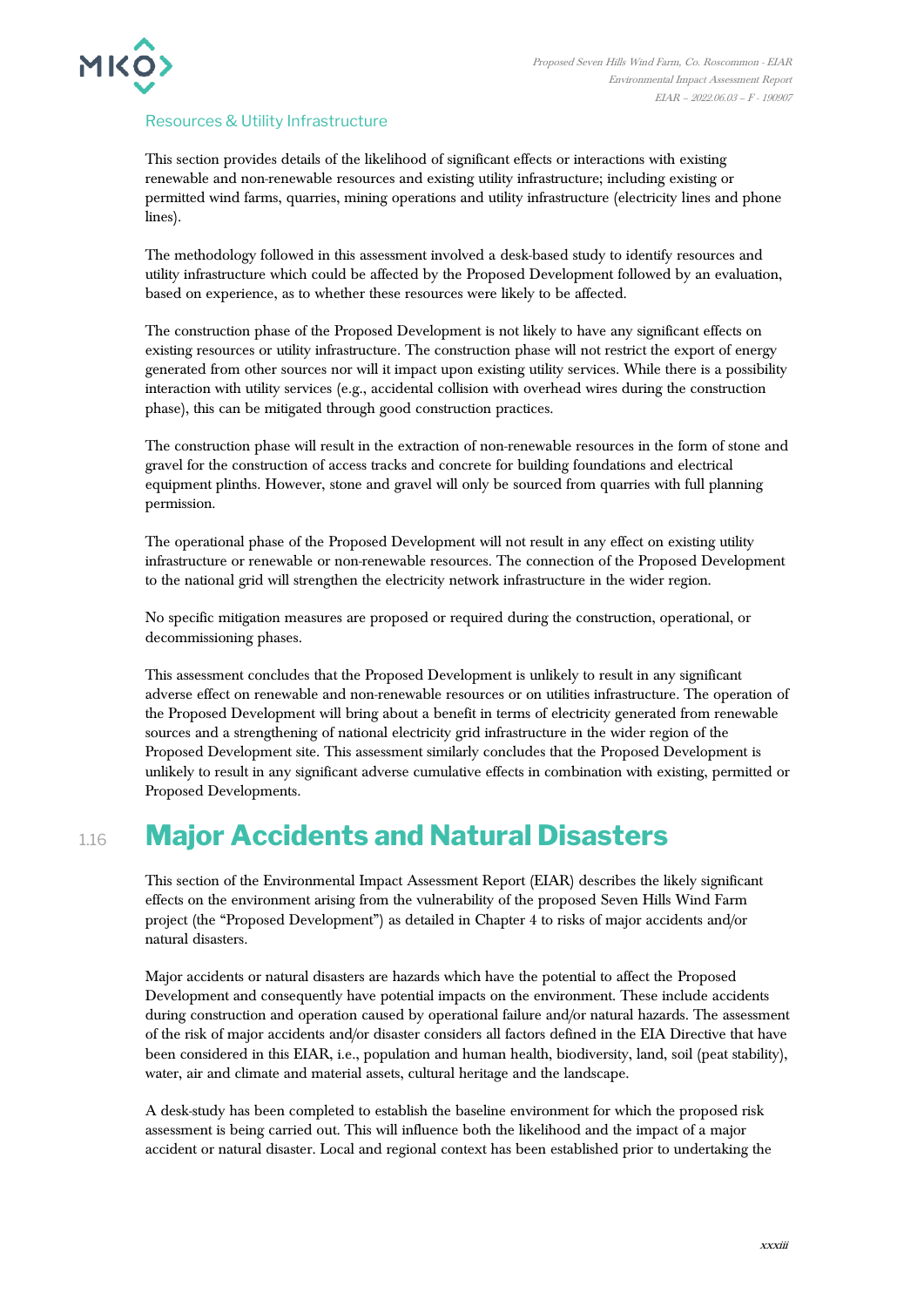### Resources & Utility Infrastructure

This section provides details of the likelihood of significant effects or interactions with existing renewable and non-renewable resources and existing utility infrastructure; including existing or permitted wind farms, quarries, mining operations and utility infrastructure (electricity lines and phone lines).

The methodology followed in this assessment involved a desk-based study to identify resources and utility infrastructure which could be affected by the Proposed Development followed by an evaluation, based on experience, as to whether these resources were likely to be affected.

The construction phase of the Proposed Development is not likely to have any significant effects on existing resources or utility infrastructure. The construction phase will not restrict the export of energy generated from other sources nor will it impact upon existing utility services. While there is a possibility interaction with utility services (e.g., accidental collision with overhead wires during the construction phase), this can be mitigated through good construction practices.

The construction phase will result in the extraction of non-renewable resources in the form of stone and gravel for the construction of access tracks and concrete for building foundations and electrical equipment plinths. However, stone and gravel will only be sourced from quarries with full planning permission.

The operational phase of the Proposed Development will not result in any effect on existing utility infrastructure or renewable or non-renewable resources. The connection of the Proposed Development to the national grid will strengthen the electricity network infrastructure in the wider region.

No specific mitigation measures are proposed or required during the construction, operational, or decommissioning phases.

This assessment concludes that the Proposed Development is unlikely to result in any significant adverse effect on renewable and non-renewable resources or on utilities infrastructure. The operation of the Proposed Development will bring about a benefit in terms of electricity generated from renewable sources and a strengthening of national electricity grid infrastructure in the wider region of the Proposed Development site. This assessment similarly concludes that the Proposed Development is unlikely to result in any significant adverse cumulative effects in combination with existing, permitted or Proposed Developments.

## 1.16 Major Accidents and Natural Disasters

This section of the Environmental Impact Assessment Report (EIAR) describes the likely significant effects on the environment arising from the vulnerability of the proposed Seven Hills Wind Farm project (the "Proposed Development") as detailed in Chapter 4 to risks of major accidents and/or natural disasters.

Major accidents or natural disasters are hazards which have the potential to affect the Proposed Development and consequently have potential impacts on the environment. These include accidents during construction and operation caused by operational failure and/or natural hazards. The assessment of the risk of major accidents and/or disaster considers all factors defined in the EIA Directive that have been considered in this EIAR, i.e., population and human health, biodiversity, land, soil (peat stability), water, air and climate and material assets, cultural heritage and the landscape.

A desk-study has been completed to establish the baseline environment for which the proposed risk assessment is being carried out. This will influence both the likelihood and the impact of a major accident or natural disaster. Local and regional context has been established prior to undertaking the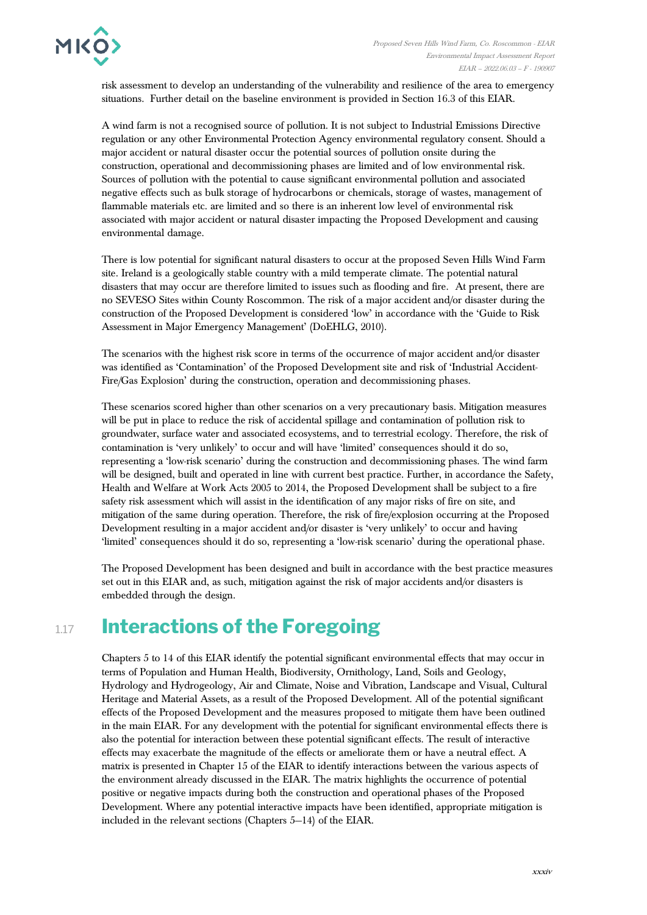risk assessment to develop an understanding of the vulnerability and resilience of the area to emergency situations. Further detail on the baseline environment is provided in Section 16.3 of this EIAR.

A wind farm is not a recognised source of pollution. It is not subject to Industrial Emissions Directive regulation or any other Environmental Protection Agency environmental regulatory consent. Should a major accident or natural disaster occur the potential sources of pollution onsite during the construction, operational and decommissioning phases are limited and of low environmental risk. Sources of pollution with the potential to cause significant environmental pollution and associated negative effects such as bulk storage of hydrocarbons or chemicals, storage of wastes, management of flammable materials etc. are limited and so there is an inherent low level of environmental risk associated with major accident or natural disaster impacting the Proposed Development and causing environmental damage.

There is low potential for significant natural disasters to occur at the proposed Seven Hills Wind Farm site. Ireland is a geologically stable country with a mild temperate climate. The potential natural disasters that may occur are therefore limited to issues such as flooding and fire. At present, there are no SEVESO Sites within County Roscommon. The risk of a major accident and/or disaster during the construction of the Proposed Development is considered 'low' in accordance with the 'Guide to Risk Assessment in Major Emergency Management' (DoEHLG, 2010).

The scenarios with the highest risk score in terms of the occurrence of major accident and/or disaster was identified as 'Contamination' of the Proposed Development site and risk of 'Industrial Accident-Fire/Gas Explosion' during the construction, operation and decommissioning phases.

These scenarios scored higher than other scenarios on a very precautionary basis. Mitigation measures will be put in place to reduce the risk of accidental spillage and contamination of pollution risk to groundwater, surface water and associated ecosystems, and to terrestrial ecology. Therefore, the risk of contamination is 'very unlikely' to occur and will have 'limited' consequences should it do so, representing a 'low-risk scenario' during the construction and decommissioning phases. The wind farm will be designed, built and operated in line with current best practice. Further, in accordance the Safety, Health and Welfare at Work Acts 2005 to 2014, the Proposed Development shall be subject to a fire safety risk assessment which will assist in the identification of any major risks of fire on site, and mitigation of the same during operation. Therefore, the risk of fire/explosion occurring at the Proposed Development resulting in a major accident and/or disaster is 'very unlikely' to occur and having 'limited' consequences should it do so, representing a 'low-risk scenario' during the operational phase.

The Proposed Development has been designed and built in accordance with the best practice measures set out in this EIAR and, as such, mitigation against the risk of major accidents and/or disasters is embedded through the design.

## 1.17 Interactions of the Foregoing

Chapters 5 to 14 of this EIAR identify the potential significant environmental effects that may occur in terms of Population and Human Health, Biodiversity, Ornithology, Land, Soils and Geology, Hydrology and Hydrogeology, Air and Climate, Noise and Vibration, Landscape and Visual, Cultural Heritage and Material Assets, as a result of the Proposed Development. All of the potential significant effects of the Proposed Development and the measures proposed to mitigate them have been outlined in the main EIAR. For any development with the potential for significant environmental effects there is also the potential for interaction between these potential significant effects. The result of interactive effects may exacerbate the magnitude of the effects or ameliorate them or have a neutral effect. A matrix is presented in Chapter 15 of the EIAR to identify interactions between the various aspects of the environment already discussed in the EIAR. The matrix highlights the occurrence of potential positive or negative impacts during both the construction and operational phases of the Proposed Development. Where any potential interactive impacts have been identified, appropriate mitigation is included in the relevant sections (Chapters 5–14) of the EIAR.